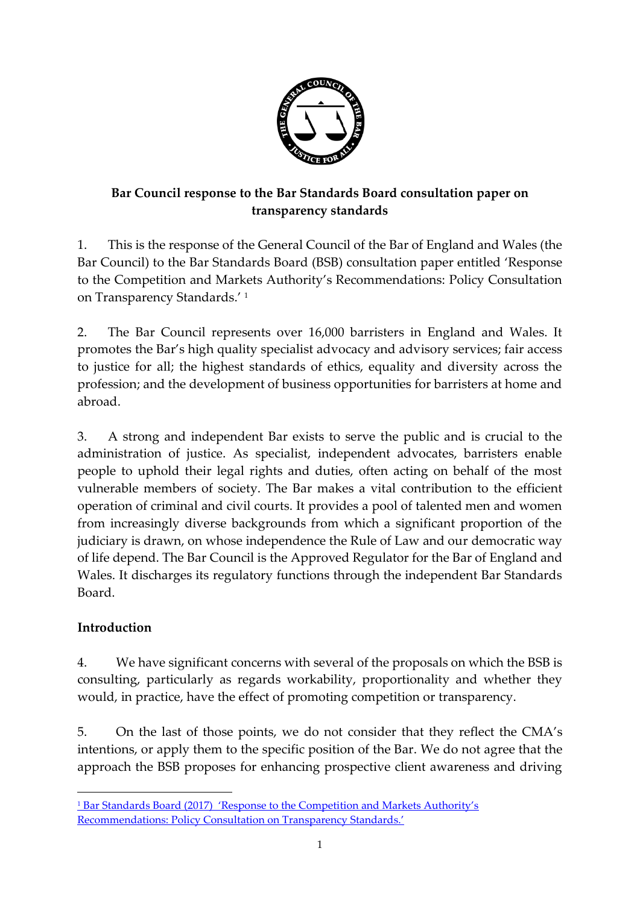**Bar Council response to the Bar Standards Board consultation paper on transparency standards**

1. This is the response of the General Council of the Bar of England and Wales (the Bar Council) to the Bar Standards Board (BSB) consultation paper entitled 'Response to the Competition and Markets Authority's Recommendations: Policy Consultation on Transparency Standards.' [1]

2. The Bar Council represents over 16,000 barristers in England and Wales. It promotes the Bar's high quality specialist advocacy and advisory services; fair access to justice for all; the highest standards of ethics, equality and diversity across the profession; and the development of business opportunities for barristers at home and abroad.

3. A strong and independent Bar exists to serve the public and is crucial to the administration of justice. As specialist, independent advocates, barristers enable people to uphold their legal rights and duties, often acting on behalf of the most vulnerable members of society. The Bar makes a vital contribution to the efficient operation of criminal and civil courts. It provides a pool of talented men and women from increasingly diverse backgrounds from which a significant proportion of the judiciary is drawn, on whose independence the Rule of Law and our democratic way of life depend. The Bar Council is the Approved Regulator for the Bar of England and Wales. It discharges its regulatory functions through the independent Bar Standards Board.

**Introduction**

4. We have significant concerns with several of the proposals on which the BSB is consulting, particularly as regards workability, proportionality and whether they would, in practice, have the effect of promoting competition or transparency.

5. On the last of those points, we do not consider that they reflect the CMA's intentions, or apply them to the specific position of the Bar. We do not agree that the approach the BSB proposes for enhancing prospective client awareness and driving

[1] Bar Standards Board (2017) 'Response to the Competition and Markets Authority's Recommendations: Policy Consultation on Transparency Standards.'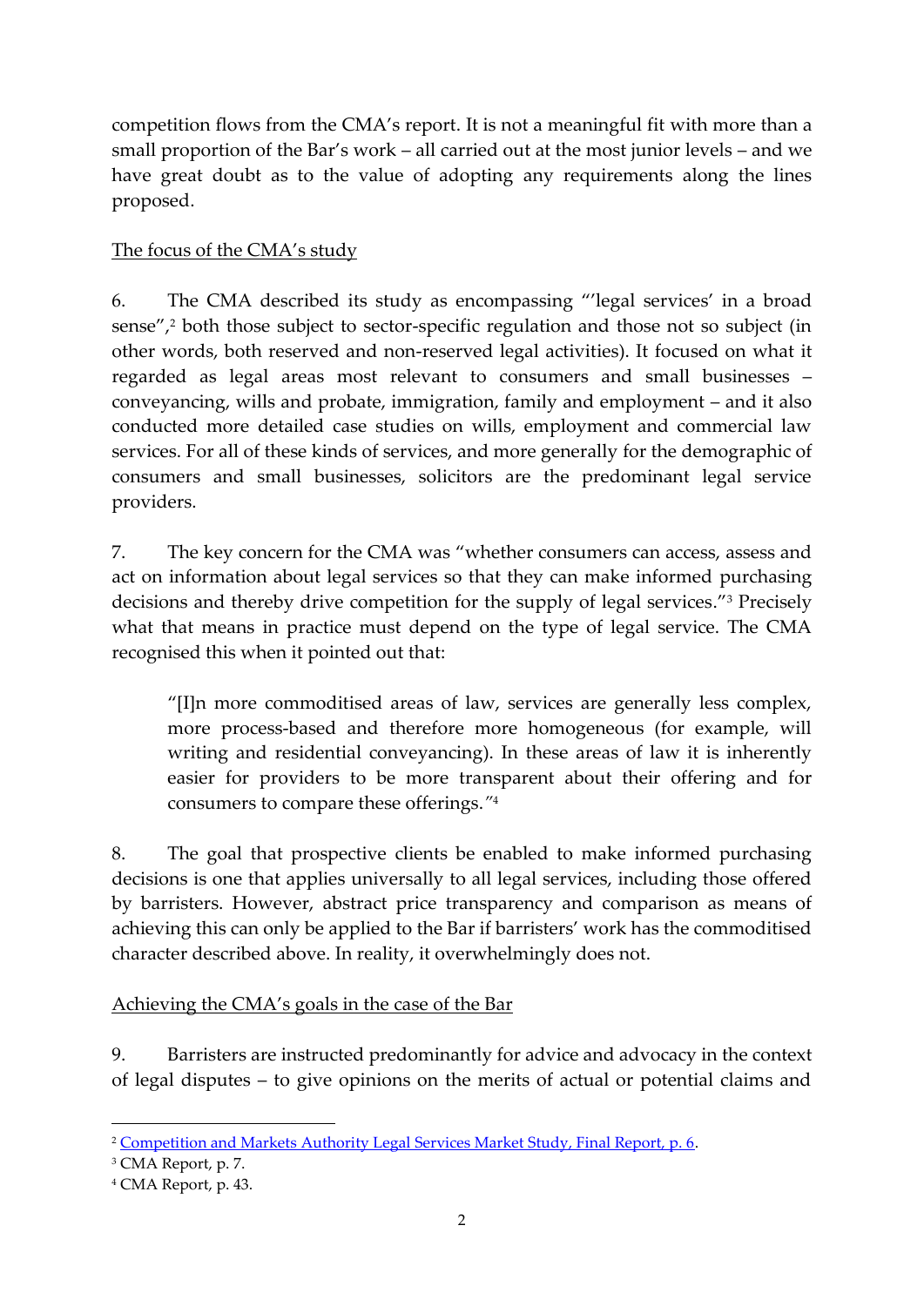competition flows from the CMA's report. It is not a meaningful fit with more than a small proportion of the Bar's work – all carried out at the most junior levels – and we have great doubt as to the value of adopting any requirements along the lines proposed.

<u>The focus of the CMA's study</u>

6. The CMA described its study as encompassing "'legal services' in a broad sense",[2] both those subject to sector-specific regulation and those not so subject (in other words, both reserved and non-reserved legal activities). It focused on what it regarded as legal areas most relevant to consumers and small businesses – conveyancing, wills and probate, immigration, family and employment – and it also conducted more detailed case studies on wills, employment and commercial law services. For all of these kinds of services, and more generally for the demographic of consumers and small businesses, solicitors are the predominant legal service providers.

7. The key concern for the CMA was "whether consumers can access, assess and act on information about legal services so that they can make informed purchasing decisions and thereby drive competition for the supply of legal services."[3] Precisely what that means in practice must depend on the type of legal service. The CMA recognised this when it pointed out that:

> "[I]n more commoditised areas of law, services are generally less complex, more process-based and therefore more homogeneous (for example, will writing and residential conveyancing). In these areas of law it is inherently easier for providers to be more transparent about their offering and for consumers to compare these offerings."[4]

8. The goal that prospective clients be enabled to make informed purchasing decisions is one that applies universally to all legal services, including those offered by barristers. However, abstract price transparency and comparison as means of achieving this can only be applied to the Bar if barristers' work has the commoditised character described above. In reality, it overwhelmingly does not.

<u>Achieving the CMA's goals in the case of the Bar</u>

9. Barristers are instructed predominantly for advice and advocacy in the context of legal disputes – to give opinions on the merits of actual or potential claims and

---

[2] [Competition and Markets Authority Legal Services Market Study, Final Report, p. 6](#).
[3] CMA Report, p. 7.
[4] CMA Report, p. 43.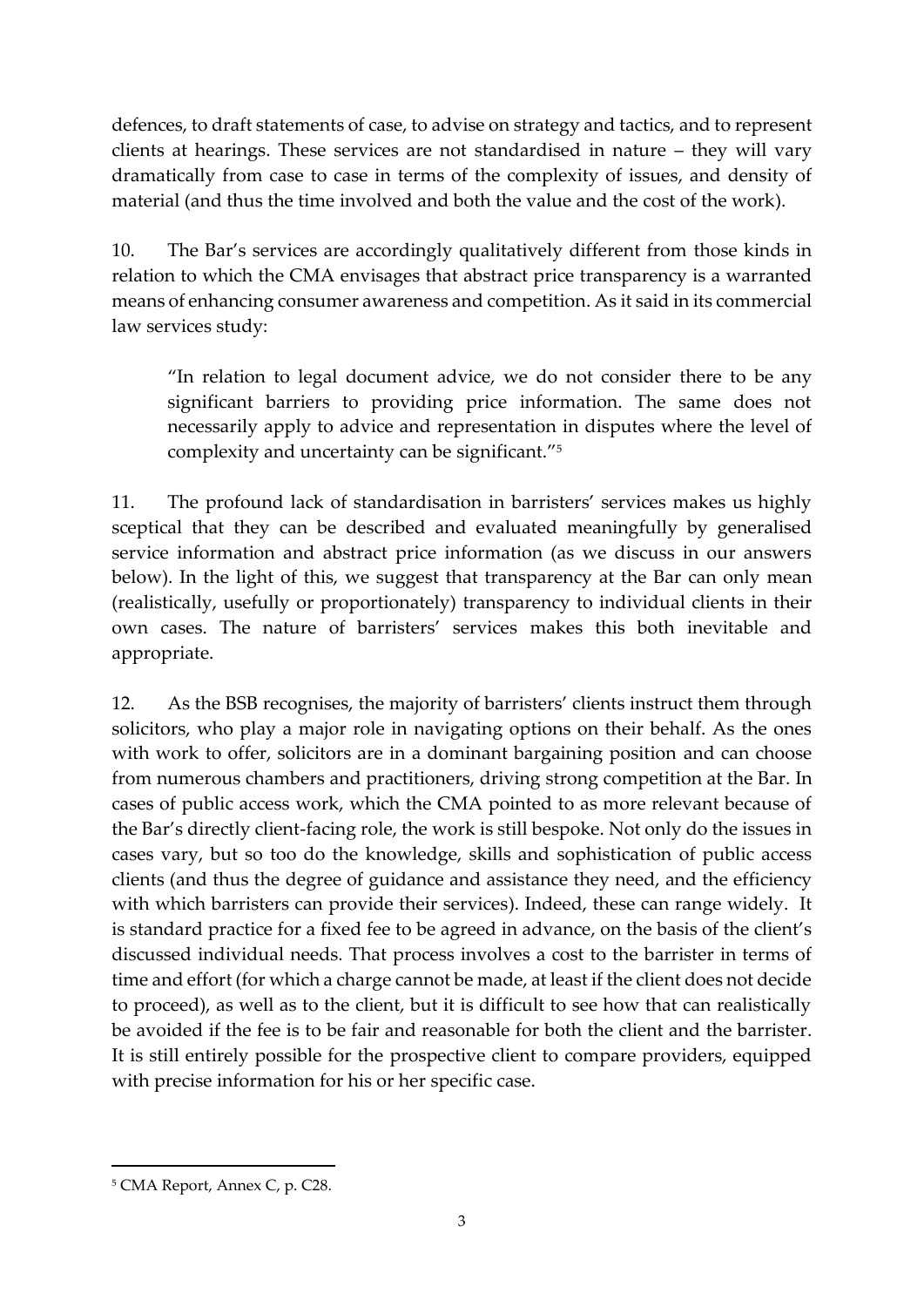defences, to draft statements of case, to advise on strategy and tactics, and to represent clients at hearings. These services are not standardised in nature – they will vary dramatically from case to case in terms of the complexity of issues, and density of material (and thus the time involved and both the value and the cost of the work).

10. The Bar's services are accordingly qualitatively different from those kinds in relation to which the CMA envisages that abstract price transparency is a warranted means of enhancing consumer awareness and competition. As it said in its commercial law services study:

> "In relation to legal document advice, we do not consider there to be any significant barriers to providing price information. The same does not necessarily apply to advice and representation in disputes where the level of complexity and uncertainty can be significant."[5]

11. The profound lack of standardisation in barristers' services makes us highly sceptical that they can be described and evaluated meaningfully by generalised service information and abstract price information (as we discuss in our answers below). In the light of this, we suggest that transparency at the Bar can only mean (realistically, usefully or proportionately) transparency to individual clients in their own cases. The nature of barristers' services makes this both inevitable and appropriate.

12. As the BSB recognises, the majority of barristers' clients instruct them through solicitors, who play a major role in navigating options on their behalf. As the ones with work to offer, solicitors are in a dominant bargaining position and can choose from numerous chambers and practitioners, driving strong competition at the Bar. In cases of public access work, which the CMA pointed to as more relevant because of the Bar's directly client-facing role, the work is still bespoke. Not only do the issues in cases vary, but so too do the knowledge, skills and sophistication of public access clients (and thus the degree of guidance and assistance they need, and the efficiency with which barristers can provide their services). Indeed, these can range widely. It is standard practice for a fixed fee to be agreed in advance, on the basis of the client's discussed individual needs. That process involves a cost to the barrister in terms of time and effort (for which a charge cannot be made, at least if the client does not decide to proceed), as well as to the client, but it is difficult to see how that can realistically be avoided if the fee is to be fair and reasonable for both the client and the barrister. It is still entirely possible for the prospective client to compare providers, equipped with precise information for his or her specific case.

---

[5] CMA Report, Annex C, p. C28.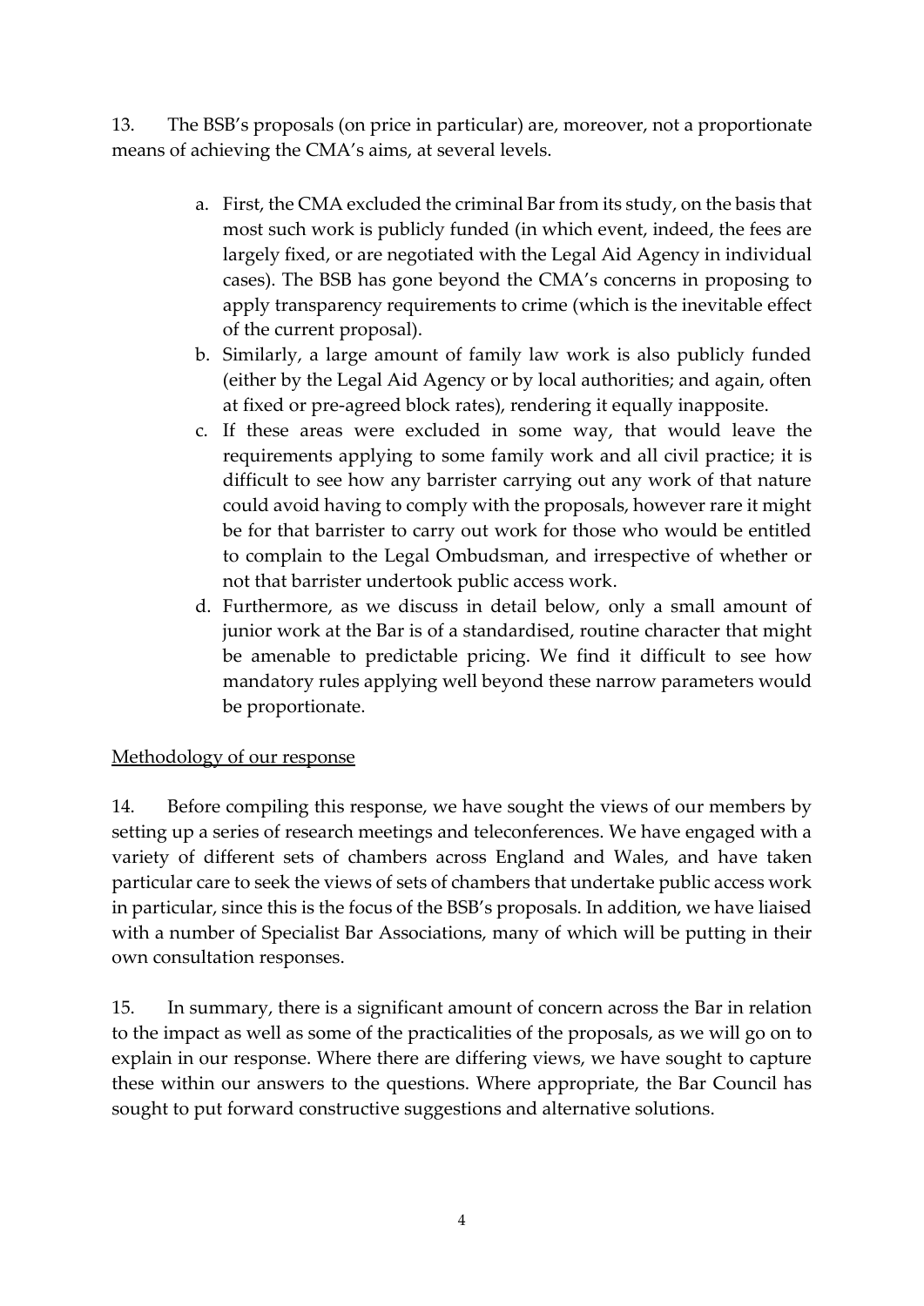13. The BSB's proposals (on price in particular) are, moreover, not a proportionate means of achieving the CMA's aims, at several levels.

a. First, the CMA excluded the criminal Bar from its study, on the basis that most such work is publicly funded (in which event, indeed, the fees are largely fixed, or are negotiated with the Legal Aid Agency in individual cases). The BSB has gone beyond the CMA's concerns in proposing to apply transparency requirements to crime (which is the inevitable effect of the current proposal).
b. Similarly, a large amount of family law work is also publicly funded (either by the Legal Aid Agency or by local authorities; and again, often at fixed or pre-agreed block rates), rendering it equally inapposite.
c. If these areas were excluded in some way, that would leave the requirements applying to some family work and all civil practice; it is difficult to see how any barrister carrying out any work of that nature could avoid having to comply with the proposals, however rare it might be for that barrister to carry out work for those who would be entitled to complain to the Legal Ombudsman, and irrespective of whether or not that barrister undertook public access work.
d. Furthermore, as we discuss in detail below, only a small amount of junior work at the Bar is of a standardised, routine character that might be amenable to predictable pricing. We find it difficult to see how mandatory rules applying well beyond these narrow parameters would be proportionate.

<u>Methodology of our response</u>

14. Before compiling this response, we have sought the views of our members by setting up a series of research meetings and teleconferences. We have engaged with a variety of different sets of chambers across England and Wales, and have taken particular care to seek the views of sets of chambers that undertake public access work in particular, since this is the focus of the BSB's proposals. In addition, we have liaised with a number of Specialist Bar Associations, many of which will be putting in their own consultation responses.

15. In summary, there is a significant amount of concern across the Bar in relation to the impact as well as some of the practicalities of the proposals, as we will go on to explain in our response. Where there are differing views, we have sought to capture these within our answers to the questions. Where appropriate, the Bar Council has sought to put forward constructive suggestions and alternative solutions.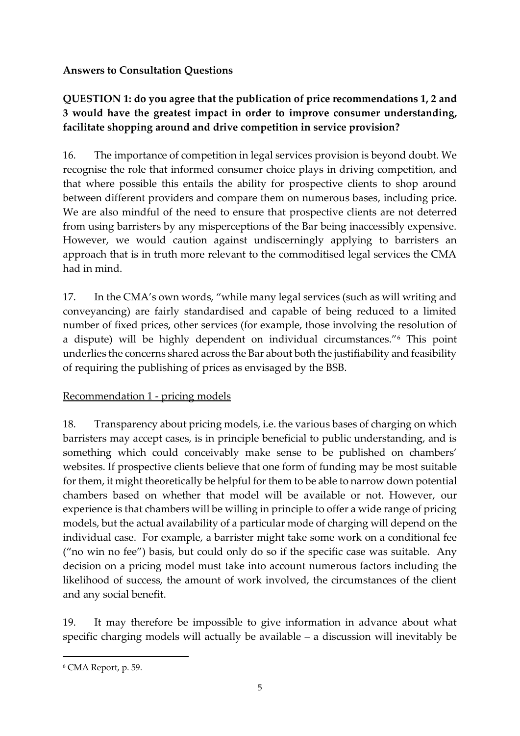**Answers to Consultation Questions**

**QUESTION 1: do you agree that the publication of price recommendations 1, 2 and 3 would have the greatest impact in order to improve consumer understanding, facilitate shopping around and drive competition in service provision?**

16. The importance of competition in legal services provision is beyond doubt. We recognise the role that informed consumer choice plays in driving competition, and that where possible this entails the ability for prospective clients to shop around between different providers and compare them on numerous bases, including price. We are also mindful of the need to ensure that prospective clients are not deterred from using barristers by any misperceptions of the Bar being inaccessibly expensive. However, we would caution against undiscerningly applying to barristers an approach that is in truth more relevant to the commoditised legal services the CMA had in mind.

17. In the CMA's own words, "while many legal services (such as will writing and conveyancing) are fairly standardised and capable of being reduced to a limited number of fixed prices, other services (for example, those involving the resolution of a dispute) will be highly dependent on individual circumstances."[6] This point underlies the concerns shared across the Bar about both the justifiability and feasibility of requiring the publishing of prices as envisaged by the BSB.

<u>Recommendation 1 - pricing models</u>

18. Transparency about pricing models, i.e. the various bases of charging on which barristers may accept cases, is in principle beneficial to public understanding, and is something which could conceivably make sense to be published on chambers' websites. If prospective clients believe that one form of funding may be most suitable for them, it might theoretically be helpful for them to be able to narrow down potential chambers based on whether that model will be available or not. However, our experience is that chambers will be willing in principle to offer a wide range of pricing models, but the actual availability of a particular mode of charging will depend on the individual case. For example, a barrister might take some work on a conditional fee ("no win no fee") basis, but could only do so if the specific case was suitable. Any decision on a pricing model must take into account numerous factors including the likelihood of success, the amount of work involved, the circumstances of the client and any social benefit.

19. It may therefore be impossible to give information in advance about what specific charging models will actually be available – a discussion will inevitably be

[6] CMA Report, p. 59.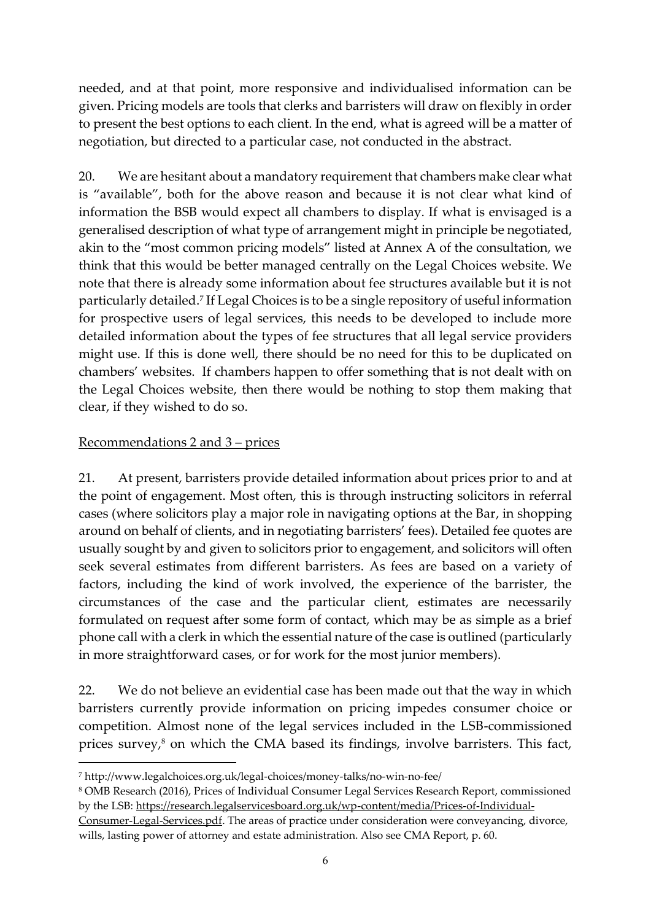needed, and at that point, more responsive and individualised information can be given. Pricing models are tools that clerks and barristers will draw on flexibly in order to present the best options to each client. In the end, what is agreed will be a matter of negotiation, but directed to a particular case, not conducted in the abstract.

20. We are hesitant about a mandatory requirement that chambers make clear what is "available", both for the above reason and because it is not clear what kind of information the BSB would expect all chambers to display. If what is envisaged is a generalised description of what type of arrangement might in principle be negotiated, akin to the "most common pricing models" listed at Annex A of the consultation, we think that this would be better managed centrally on the Legal Choices website. We note that there is already some information about fee structures available but it is not particularly detailed.[7] If Legal Choices is to be a single repository of useful information for prospective users of legal services, this needs to be developed to include more detailed information about the types of fee structures that all legal service providers might use. If this is done well, there should be no need for this to be duplicated on chambers' websites. If chambers happen to offer something that is not dealt with on the Legal Choices website, then there would be nothing to stop them making that clear, if they wished to do so.

Recommendations 2 and 3 – prices

21. At present, barristers provide detailed information about prices prior to and at the point of engagement. Most often, this is through instructing solicitors in referral cases (where solicitors play a major role in navigating options at the Bar, in shopping around on behalf of clients, and in negotiating barristers' fees). Detailed fee quotes are usually sought by and given to solicitors prior to engagement, and solicitors will often seek several estimates from different barristers. As fees are based on a variety of factors, including the kind of work involved, the experience of the barrister, the circumstances of the case and the particular client, estimates are necessarily formulated on request after some form of contact, which may be as simple as a brief phone call with a clerk in which the essential nature of the case is outlined (particularly in more straightforward cases, or for work for the most junior members).

22. We do not believe an evidential case has been made out that the way in which barristers currently provide information on pricing impedes consumer choice or competition. Almost none of the legal services included in the LSB-commissioned prices survey,[8] on which the CMA based its findings, involve barristers. This fact,

---

[7] http://www.legalchoices.org.uk/legal-choices/money-talks/no-win-no-fee/

[8] OMB Research (2016), Prices of Individual Consumer Legal Services Research Report, commissioned by the LSB: https://research.legalservicesboard.org.uk/wp-content/media/Prices-of-Individual-Consumer-Legal-Services.pdf. The areas of practice under consideration were conveyancing, divorce, wills, lasting power of attorney and estate administration. Also see CMA Report, p. 60.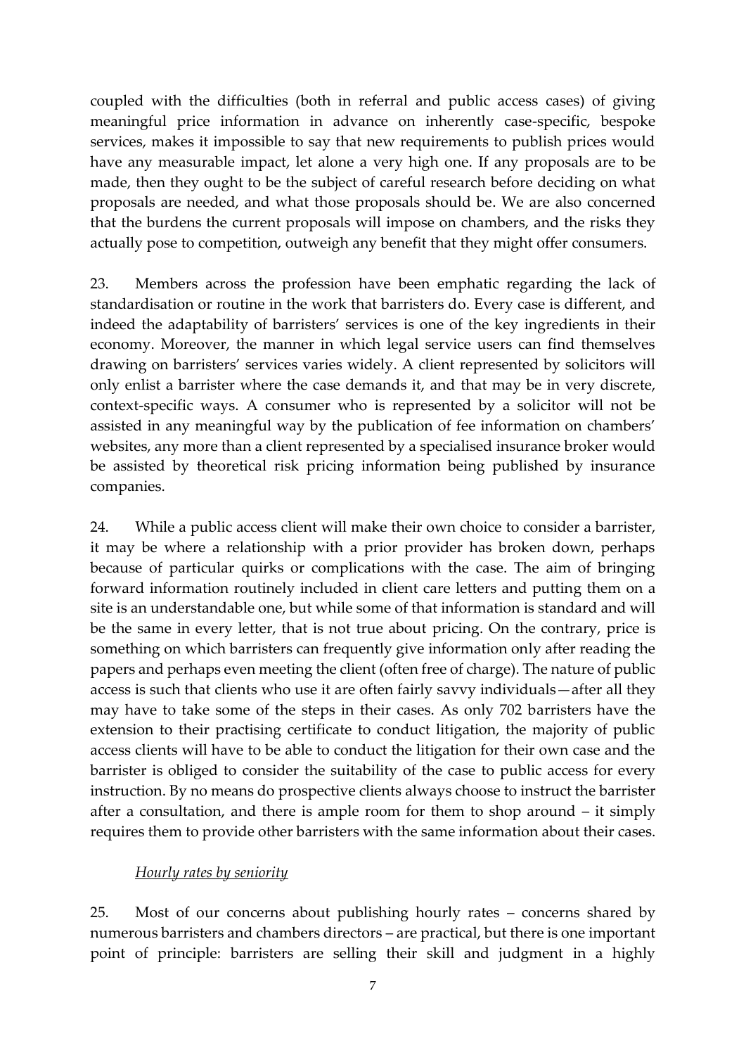coupled with the difficulties (both in referral and public access cases) of giving meaningful price information in advance on inherently case-specific, bespoke services, makes it impossible to say that new requirements to publish prices would have any measurable impact, let alone a very high one. If any proposals are to be made, then they ought to be the subject of careful research before deciding on what proposals are needed, and what those proposals should be. We are also concerned that the burdens the current proposals will impose on chambers, and the risks they actually pose to competition, outweigh any benefit that they might offer consumers.

23. Members across the profession have been emphatic regarding the lack of standardisation or routine in the work that barristers do. Every case is different, and indeed the adaptability of barristers' services is one of the key ingredients in their economy. Moreover, the manner in which legal service users can find themselves drawing on barristers' services varies widely. A client represented by solicitors will only enlist a barrister where the case demands it, and that may be in very discrete, context-specific ways. A consumer who is represented by a solicitor will not be assisted in any meaningful way by the publication of fee information on chambers' websites, any more than a client represented by a specialised insurance broker would be assisted by theoretical risk pricing information being published by insurance companies.

24. While a public access client will make their own choice to consider a barrister, it may be where a relationship with a prior provider has broken down, perhaps because of particular quirks or complications with the case. The aim of bringing forward information routinely included in client care letters and putting them on a site is an understandable one, but while some of that information is standard and will be the same in every letter, that is not true about pricing. On the contrary, price is something on which barristers can frequently give information only after reading the papers and perhaps even meeting the client (often free of charge). The nature of public access is such that clients who use it are often fairly savvy individuals—after all they may have to take some of the steps in their cases. As only 702 barristers have the extension to their practising certificate to conduct litigation, the majority of public access clients will have to be able to conduct the litigation for their own case and the barrister is obliged to consider the suitability of the case to public access for every instruction. By no means do prospective clients always choose to instruct the barrister after a consultation, and there is ample room for them to shop around – it simply requires them to provide other barristers with the same information about their cases.

*Hourly rates by seniority*

25. Most of our concerns about publishing hourly rates – concerns shared by numerous barristers and chambers directors – are practical, but there is one important point of principle: barristers are selling their skill and judgment in a highly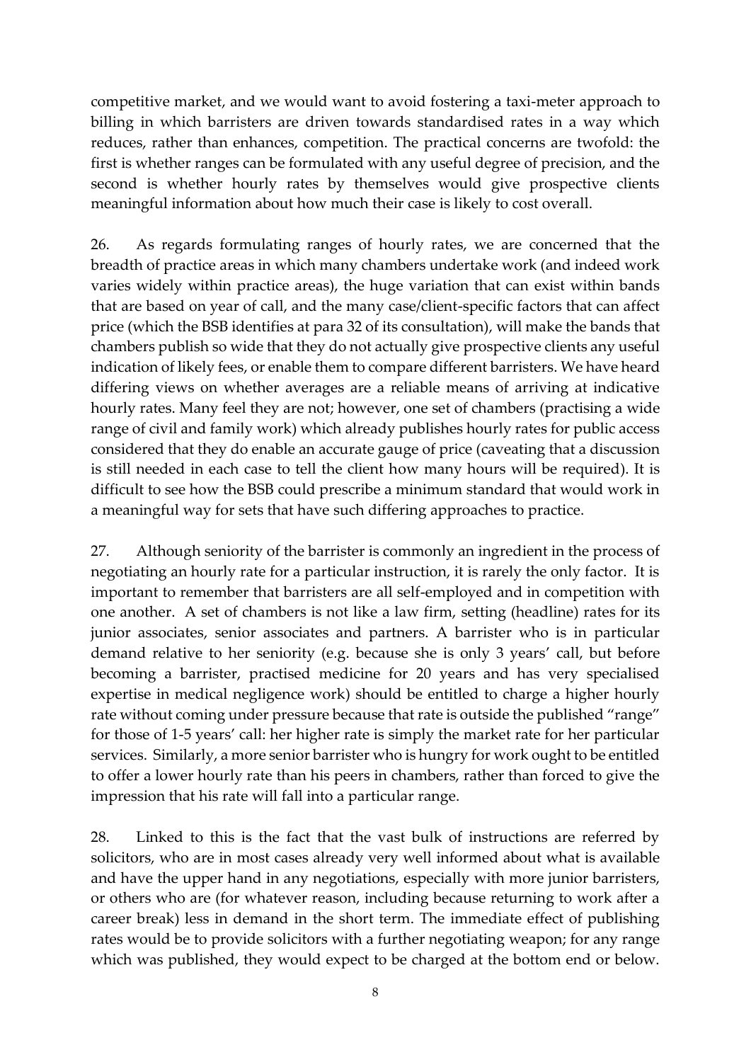competitive market, and we would want to avoid fostering a taxi-meter approach to billing in which barristers are driven towards standardised rates in a way which reduces, rather than enhances, competition. The practical concerns are twofold: the first is whether ranges can be formulated with any useful degree of precision, and the second is whether hourly rates by themselves would give prospective clients meaningful information about how much their case is likely to cost overall.

26. As regards formulating ranges of hourly rates, we are concerned that the breadth of practice areas in which many chambers undertake work (and indeed work varies widely within practice areas), the huge variation that can exist within bands that are based on year of call, and the many case/client-specific factors that can affect price (which the BSB identifies at para 32 of its consultation), will make the bands that chambers publish so wide that they do not actually give prospective clients any useful indication of likely fees, or enable them to compare different barristers. We have heard differing views on whether averages are a reliable means of arriving at indicative hourly rates. Many feel they are not; however, one set of chambers (practising a wide range of civil and family work) which already publishes hourly rates for public access considered that they do enable an accurate gauge of price (caveating that a discussion is still needed in each case to tell the client how many hours will be required). It is difficult to see how the BSB could prescribe a minimum standard that would work in a meaningful way for sets that have such differing approaches to practice.

27. Although seniority of the barrister is commonly an ingredient in the process of negotiating an hourly rate for a particular instruction, it is rarely the only factor. It is important to remember that barristers are all self-employed and in competition with one another. A set of chambers is not like a law firm, setting (headline) rates for its junior associates, senior associates and partners. A barrister who is in particular demand relative to her seniority (e.g. because she is only 3 years' call, but before becoming a barrister, practised medicine for 20 years and has very specialised expertise in medical negligence work) should be entitled to charge a higher hourly rate without coming under pressure because that rate is outside the published "range" for those of 1-5 years' call: her higher rate is simply the market rate for her particular services. Similarly, a more senior barrister who is hungry for work ought to be entitled to offer a lower hourly rate than his peers in chambers, rather than forced to give the impression that his rate will fall into a particular range.

28. Linked to this is the fact that the vast bulk of instructions are referred by solicitors, who are in most cases already very well informed about what is available and have the upper hand in any negotiations, especially with more junior barristers, or others who are (for whatever reason, including because returning to work after a career break) less in demand in the short term. The immediate effect of publishing rates would be to provide solicitors with a further negotiating weapon; for any range which was published, they would expect to be charged at the bottom end or below.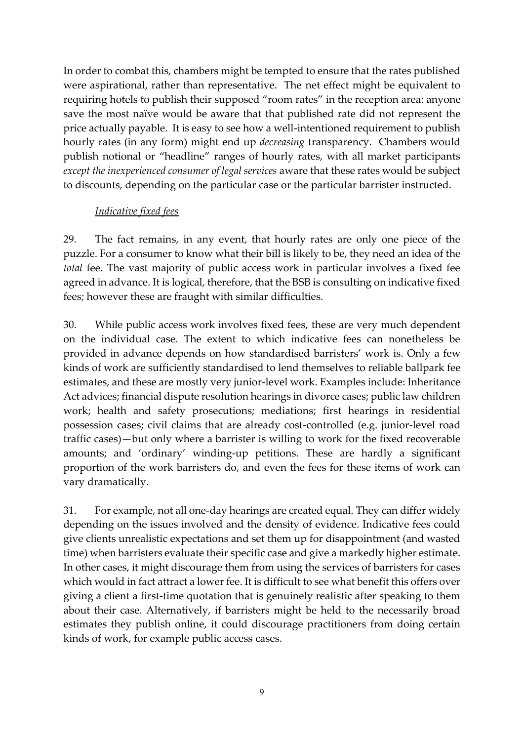In order to combat this, chambers might be tempted to ensure that the rates published were aspirational, rather than representative. The net effect might be equivalent to requiring hotels to publish their supposed "room rates" in the reception area: anyone save the most naïve would be aware that that published rate did not represent the price actually payable. It is easy to see how a well-intentioned requirement to publish hourly rates (in any form) might end up *decreasing* transparency. Chambers would publish notional or "headline" ranges of hourly rates, with all market participants *except the inexperienced consumer of legal services* aware that these rates would be subject to discounts, depending on the particular case or the particular barrister instructed.

*Indicative fixed fees*

29. The fact remains, in any event, that hourly rates are only one piece of the puzzle. For a consumer to know what their bill is likely to be, they need an idea of the *total* fee. The vast majority of public access work in particular involves a fixed fee agreed in advance. It is logical, therefore, that the BSB is consulting on indicative fixed fees; however these are fraught with similar difficulties.

30. While public access work involves fixed fees, these are very much dependent on the individual case. The extent to which indicative fees can nonetheless be provided in advance depends on how standardised barristers' work is. Only a few kinds of work are sufficiently standardised to lend themselves to reliable ballpark fee estimates, and these are mostly very junior-level work. Examples include: Inheritance Act advices; financial dispute resolution hearings in divorce cases; public law children work; health and safety prosecutions; mediations; first hearings in residential possession cases; civil claims that are already cost-controlled (e.g. junior-level road traffic cases)—but only where a barrister is willing to work for the fixed recoverable amounts; and 'ordinary' winding-up petitions. These are hardly a significant proportion of the work barristers do, and even the fees for these items of work can vary dramatically.

31. For example, not all one-day hearings are created equal. They can differ widely depending on the issues involved and the density of evidence. Indicative fees could give clients unrealistic expectations and set them up for disappointment (and wasted time) when barristers evaluate their specific case and give a markedly higher estimate. In other cases, it might discourage them from using the services of barristers for cases which would in fact attract a lower fee. It is difficult to see what benefit this offers over giving a client a first-time quotation that is genuinely realistic after speaking to them about their case. Alternatively, if barristers might be held to the necessarily broad estimates they publish online, it could discourage practitioners from doing certain kinds of work, for example public access cases.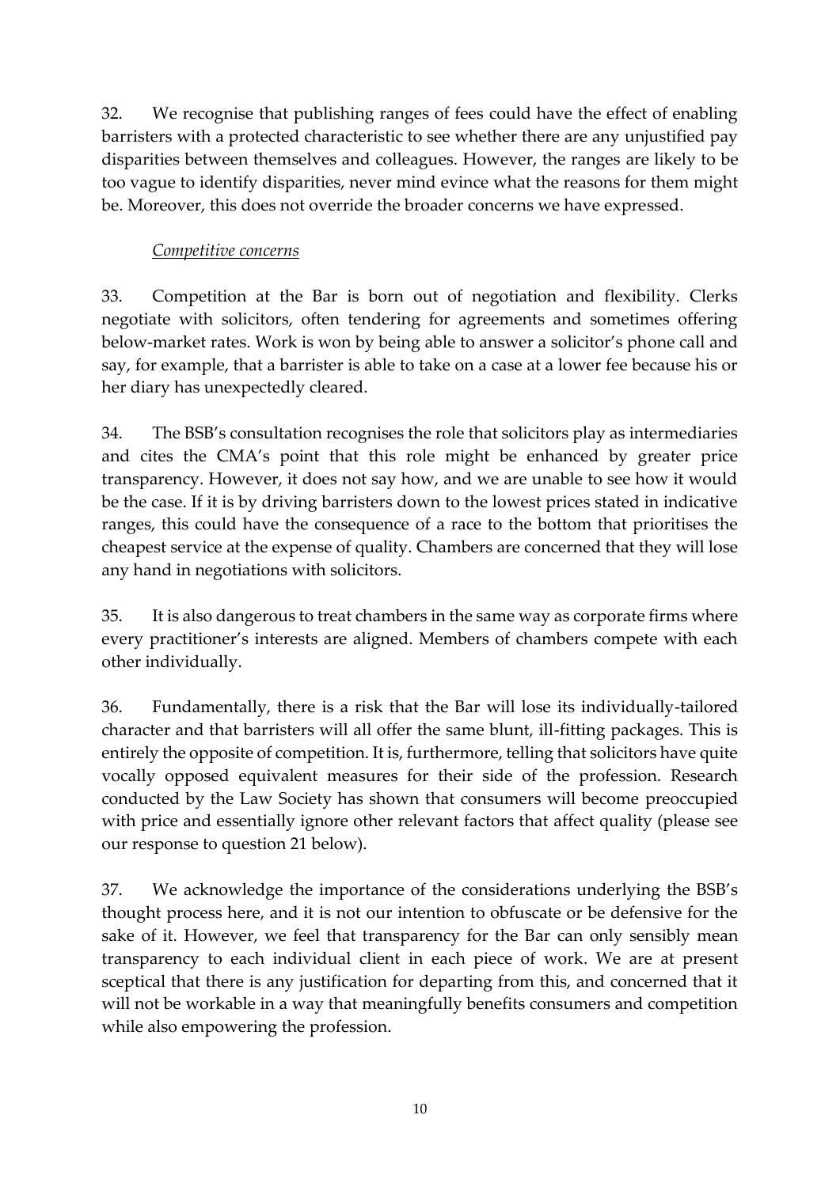32. We recognise that publishing ranges of fees could have the effect of enabling barristers with a protected characteristic to see whether there are any unjustified pay disparities between themselves and colleagues. However, the ranges are likely to be too vague to identify disparities, never mind evince what the reasons for them might be. Moreover, this does not override the broader concerns we have expressed.

*Competitive concerns*

33. Competition at the Bar is born out of negotiation and flexibility. Clerks negotiate with solicitors, often tendering for agreements and sometimes offering below-market rates. Work is won by being able to answer a solicitor's phone call and say, for example, that a barrister is able to take on a case at a lower fee because his or her diary has unexpectedly cleared.

34. The BSB's consultation recognises the role that solicitors play as intermediaries and cites the CMA's point that this role might be enhanced by greater price transparency. However, it does not say how, and we are unable to see how it would be the case. If it is by driving barristers down to the lowest prices stated in indicative ranges, this could have the consequence of a race to the bottom that prioritises the cheapest service at the expense of quality. Chambers are concerned that they will lose any hand in negotiations with solicitors.

35. It is also dangerous to treat chambers in the same way as corporate firms where every practitioner's interests are aligned. Members of chambers compete with each other individually.

36. Fundamentally, there is a risk that the Bar will lose its individually-tailored character and that barristers will all offer the same blunt, ill-fitting packages. This is entirely the opposite of competition. It is, furthermore, telling that solicitors have quite vocally opposed equivalent measures for their side of the profession. Research conducted by the Law Society has shown that consumers will become preoccupied with price and essentially ignore other relevant factors that affect quality (please see our response to question 21 below).

37. We acknowledge the importance of the considerations underlying the BSB's thought process here, and it is not our intention to obfuscate or be defensive for the sake of it. However, we feel that transparency for the Bar can only sensibly mean transparency to each individual client in each piece of work. We are at present sceptical that there is any justification for departing from this, and concerned that it will not be workable in a way that meaningfully benefits consumers and competition while also empowering the profession.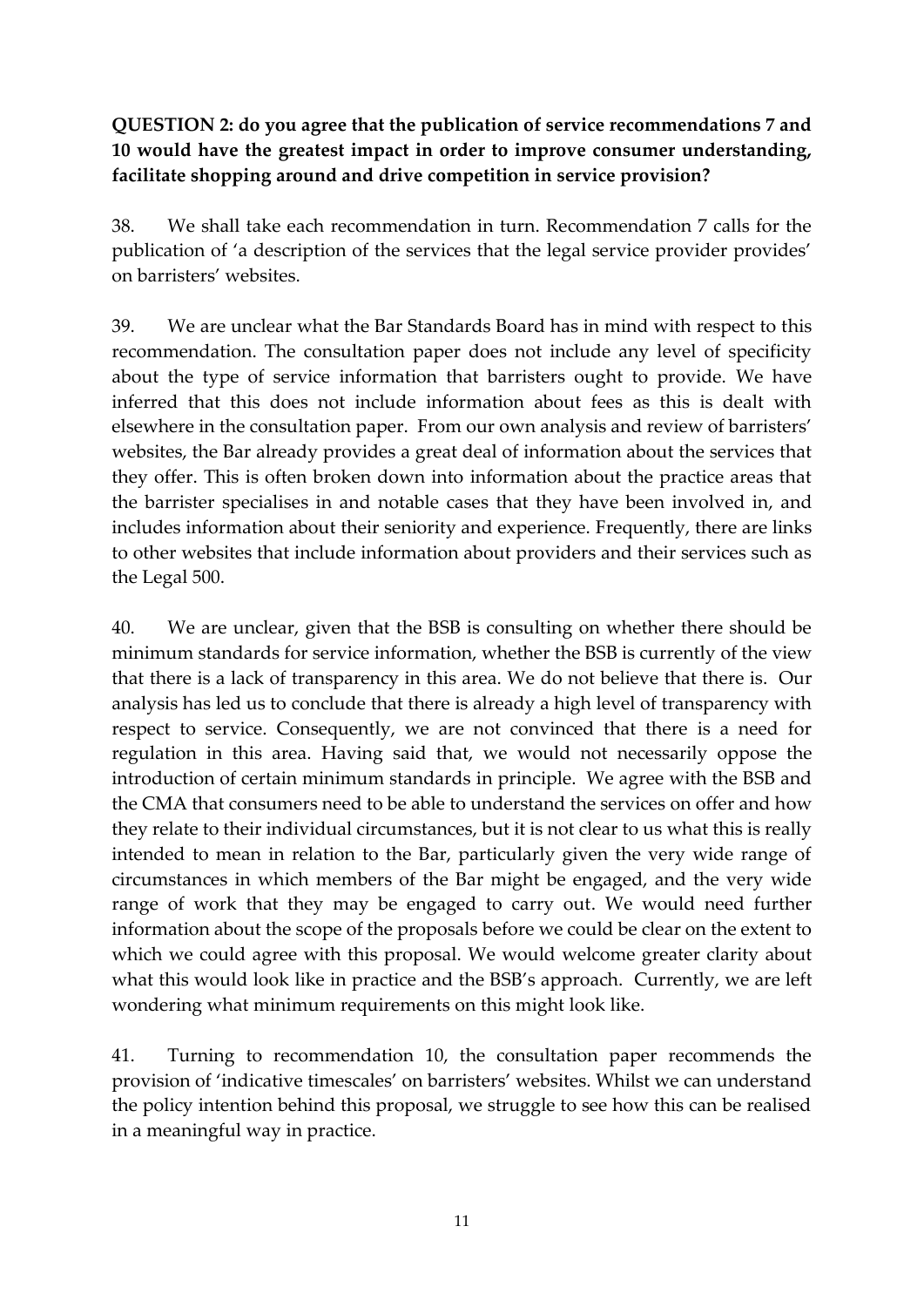**QUESTION 2: do you agree that the publication of service recommendations 7 and 10 would have the greatest impact in order to improve consumer understanding, facilitate shopping around and drive competition in service provision?**

38. We shall take each recommendation in turn. Recommendation 7 calls for the publication of 'a description of the services that the legal service provider provides' on barristers' websites.

39. We are unclear what the Bar Standards Board has in mind with respect to this recommendation. The consultation paper does not include any level of specificity about the type of service information that barristers ought to provide. We have inferred that this does not include information about fees as this is dealt with elsewhere in the consultation paper. From our own analysis and review of barristers' websites, the Bar already provides a great deal of information about the services that they offer. This is often broken down into information about the practice areas that the barrister specialises in and notable cases that they have been involved in, and includes information about their seniority and experience. Frequently, there are links to other websites that include information about providers and their services such as the Legal 500.

40. We are unclear, given that the BSB is consulting on whether there should be minimum standards for service information, whether the BSB is currently of the view that there is a lack of transparency in this area. We do not believe that there is. Our analysis has led us to conclude that there is already a high level of transparency with respect to service. Consequently, we are not convinced that there is a need for regulation in this area. Having said that, we would not necessarily oppose the introduction of certain minimum standards in principle. We agree with the BSB and the CMA that consumers need to be able to understand the services on offer and how they relate to their individual circumstances, but it is not clear to us what this is really intended to mean in relation to the Bar, particularly given the very wide range of circumstances in which members of the Bar might be engaged, and the very wide range of work that they may be engaged to carry out. We would need further information about the scope of the proposals before we could be clear on the extent to which we could agree with this proposal. We would welcome greater clarity about what this would look like in practice and the BSB's approach. Currently, we are left wondering what minimum requirements on this might look like.

41. Turning to recommendation 10, the consultation paper recommends the provision of 'indicative timescales' on barristers' websites. Whilst we can understand the policy intention behind this proposal, we struggle to see how this can be realised in a meaningful way in practice.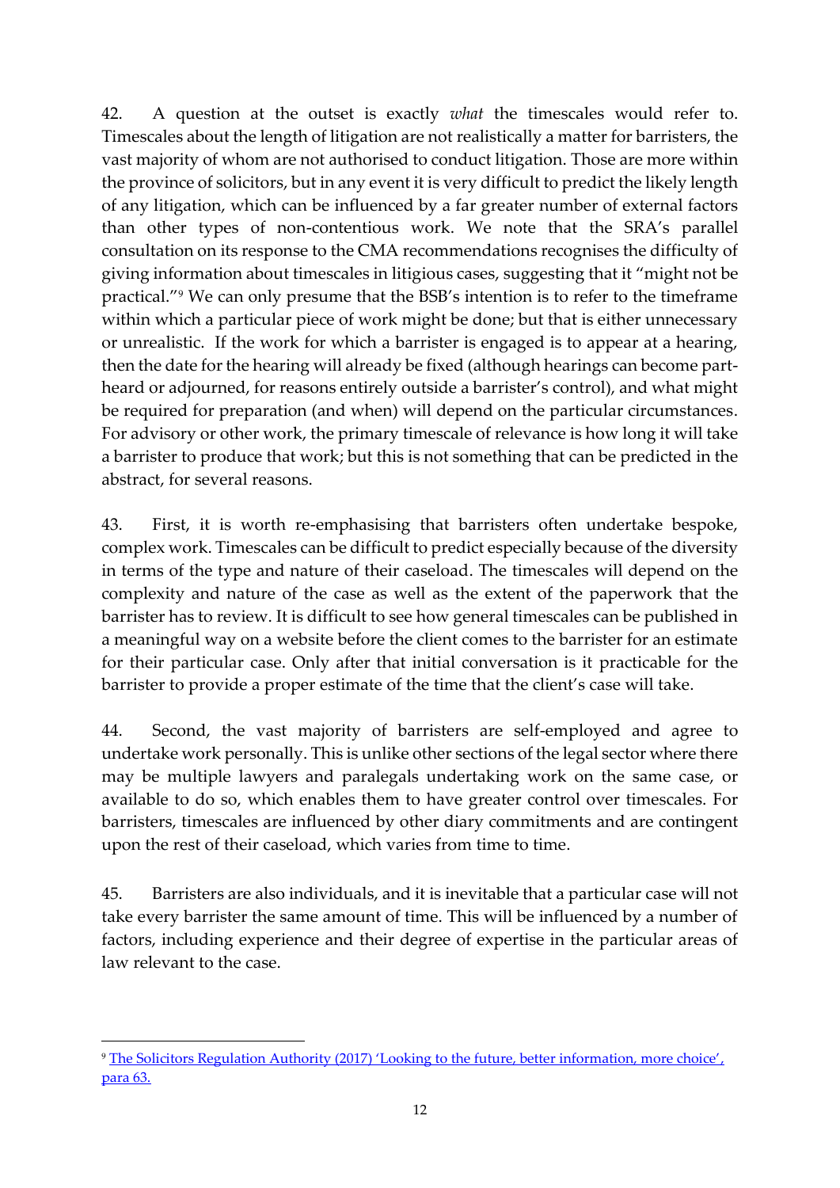42. A question at the outset is exactly *what* the timescales would refer to. Timescales about the length of litigation are not realistically a matter for barristers, the vast majority of whom are not authorised to conduct litigation. Those are more within the province of solicitors, but in any event it is very difficult to predict the likely length of any litigation, which can be influenced by a far greater number of external factors than other types of non-contentious work. We note that the SRA's parallel consultation on its response to the CMA recommendations recognises the difficulty of giving information about timescales in litigious cases, suggesting that it "might not be practical."[9] We can only presume that the BSB's intention is to refer to the timeframe within which a particular piece of work might be done; but that is either unnecessary or unrealistic. If the work for which a barrister is engaged is to appear at a hearing, then the date for the hearing will already be fixed (although hearings can become part-heard or adjourned, for reasons entirely outside a barrister's control), and what might be required for preparation (and when) will depend on the particular circumstances. For advisory or other work, the primary timescale of relevance is how long it will take a barrister to produce that work; but this is not something that can be predicted in the abstract, for several reasons.

43. First, it is worth re-emphasising that barristers often undertake bespoke, complex work. Timescales can be difficult to predict especially because of the diversity in terms of the type and nature of their caseload. The timescales will depend on the complexity and nature of the case as well as the extent of the paperwork that the barrister has to review. It is difficult to see how general timescales can be published in a meaningful way on a website before the client comes to the barrister for an estimate for their particular case. Only after that initial conversation is it practicable for the barrister to provide a proper estimate of the time that the client's case will take.

44. Second, the vast majority of barristers are self-employed and agree to undertake work personally. This is unlike other sections of the legal sector where there may be multiple lawyers and paralegals undertaking work on the same case, or available to do so, which enables them to have greater control over timescales. For barristers, timescales are influenced by other diary commitments and are contingent upon the rest of their caseload, which varies from time to time.

45. Barristers are also individuals, and it is inevitable that a particular case will not take every barrister the same amount of time. This will be influenced by a number of factors, including experience and their degree of expertise in the particular areas of law relevant to the case.

---

[9] The Solicitors Regulation Authority (2017) 'Looking to the future, better information, more choice', para 63.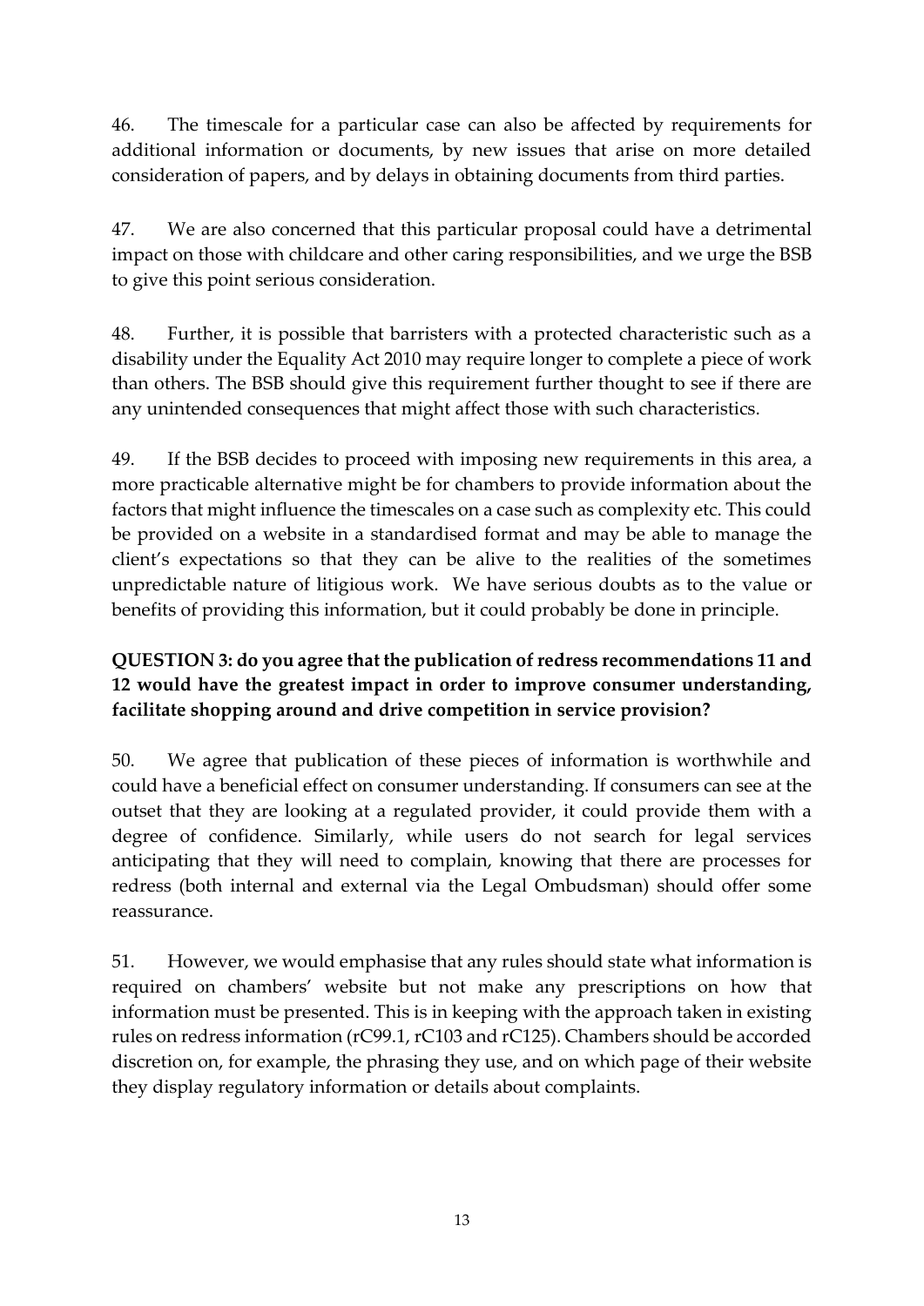46. The timescale for a particular case can also be affected by requirements for additional information or documents, by new issues that arise on more detailed consideration of papers, and by delays in obtaining documents from third parties.

47. We are also concerned that this particular proposal could have a detrimental impact on those with childcare and other caring responsibilities, and we urge the BSB to give this point serious consideration.

48. Further, it is possible that barristers with a protected characteristic such as a disability under the Equality Act 2010 may require longer to complete a piece of work than others. The BSB should give this requirement further thought to see if there are any unintended consequences that might affect those with such characteristics.

49. If the BSB decides to proceed with imposing new requirements in this area, a more practicable alternative might be for chambers to provide information about the factors that might influence the timescales on a case such as complexity etc. This could be provided on a website in a standardised format and may be able to manage the client's expectations so that they can be alive to the realities of the sometimes unpredictable nature of litigious work. We have serious doubts as to the value or benefits of providing this information, but it could probably be done in principle.

**QUESTION 3: do you agree that the publication of redress recommendations 11 and 12 would have the greatest impact in order to improve consumer understanding, facilitate shopping around and drive competition in service provision?**

50. We agree that publication of these pieces of information is worthwhile and could have a beneficial effect on consumer understanding. If consumers can see at the outset that they are looking at a regulated provider, it could provide them with a degree of confidence. Similarly, while users do not search for legal services anticipating that they will need to complain, knowing that there are processes for redress (both internal and external via the Legal Ombudsman) should offer some reassurance.

51. However, we would emphasise that any rules should state what information is required on chambers' website but not make any prescriptions on how that information must be presented. This is in keeping with the approach taken in existing rules on redress information (rC99.1, rC103 and rC125). Chambers should be accorded discretion on, for example, the phrasing they use, and on which page of their website they display regulatory information or details about complaints.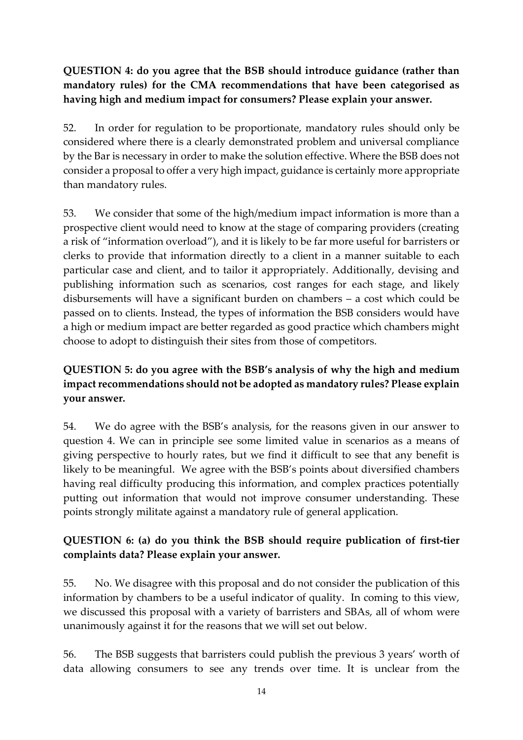**QUESTION 4: do you agree that the BSB should introduce guidance (rather than mandatory rules) for the CMA recommendations that have been categorised as having high and medium impact for consumers? Please explain your answer.**

52. In order for regulation to be proportionate, mandatory rules should only be considered where there is a clearly demonstrated problem and universal compliance by the Bar is necessary in order to make the solution effective. Where the BSB does not consider a proposal to offer a very high impact, guidance is certainly more appropriate than mandatory rules.

53. We consider that some of the high/medium impact information is more than a prospective client would need to know at the stage of comparing providers (creating a risk of "information overload"), and it is likely to be far more useful for barristers or clerks to provide that information directly to a client in a manner suitable to each particular case and client, and to tailor it appropriately. Additionally, devising and publishing information such as scenarios, cost ranges for each stage, and likely disbursements will have a significant burden on chambers – a cost which could be passed on to clients. Instead, the types of information the BSB considers would have a high or medium impact are better regarded as good practice which chambers might choose to adopt to distinguish their sites from those of competitors.

**QUESTION 5: do you agree with the BSB's analysis of why the high and medium impact recommendations should not be adopted as mandatory rules? Please explain your answer.**

54. We do agree with the BSB's analysis, for the reasons given in our answer to question 4. We can in principle see some limited value in scenarios as a means of giving perspective to hourly rates, but we find it difficult to see that any benefit is likely to be meaningful. We agree with the BSB's points about diversified chambers having real difficulty producing this information, and complex practices potentially putting out information that would not improve consumer understanding. These points strongly militate against a mandatory rule of general application.

**QUESTION 6: (a) do you think the BSB should require publication of first-tier complaints data? Please explain your answer.**

55. No. We disagree with this proposal and do not consider the publication of this information by chambers to be a useful indicator of quality. In coming to this view, we discussed this proposal with a variety of barristers and SBAs, all of whom were unanimously against it for the reasons that we will set out below.

56. The BSB suggests that barristers could publish the previous 3 years' worth of data allowing consumers to see any trends over time. It is unclear from the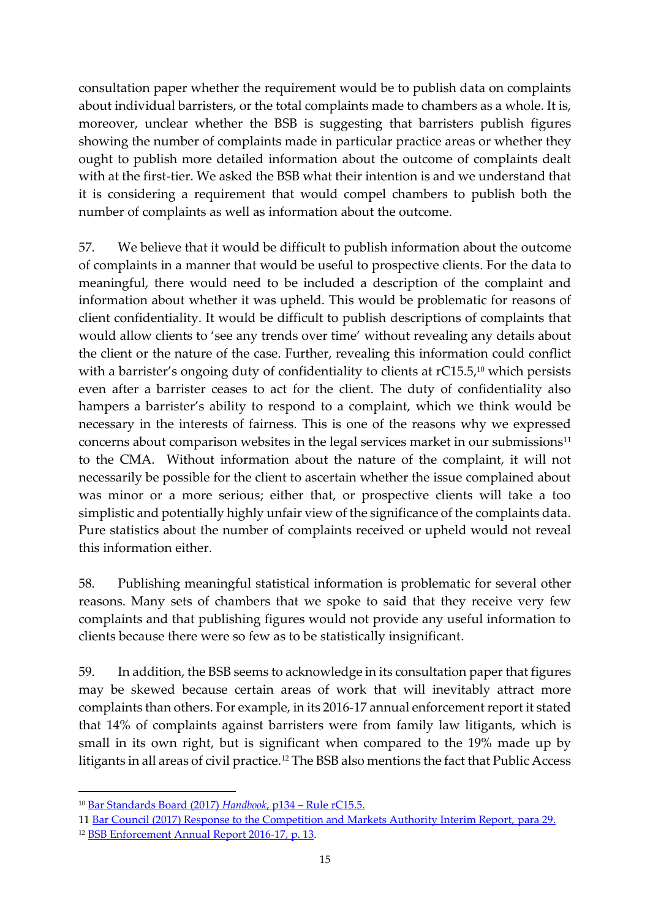consultation paper whether the requirement would be to publish data on complaints about individual barristers, or the total complaints made to chambers as a whole. It is, moreover, unclear whether the BSB is suggesting that barristers publish figures showing the number of complaints made in particular practice areas or whether they ought to publish more detailed information about the outcome of complaints dealt with at the first-tier. We asked the BSB what their intention is and we understand that it is considering a requirement that would compel chambers to publish both the number of complaints as well as information about the outcome.

57. We believe that it would be difficult to publish information about the outcome of complaints in a manner that would be useful to prospective clients. For the data to meaningful, there would need to be included a description of the complaint and information about whether it was upheld. This would be problematic for reasons of client confidentiality. It would be difficult to publish descriptions of complaints that would allow clients to 'see any trends over time' without revealing any details about the client or the nature of the case. Further, revealing this information could conflict with a barrister's ongoing duty of confidentiality to clients at rC15.5,[10] which persists even after a barrister ceases to act for the client. The duty of confidentiality also hampers a barrister's ability to respond to a complaint, which we think would be necessary in the interests of fairness. This is one of the reasons why we expressed concerns about comparison websites in the legal services market in our submissions[11] to the CMA. Without information about the nature of the complaint, it will not necessarily be possible for the client to ascertain whether the issue complained about was minor or a more serious; either that, or prospective clients will take a too simplistic and potentially highly unfair view of the significance of the complaints data. Pure statistics about the number of complaints received or upheld would not reveal this information either.

58. Publishing meaningful statistical information is problematic for several other reasons. Many sets of chambers that we spoke to said that they receive very few complaints and that publishing figures would not provide any useful information to clients because there were so few as to be statistically insignificant.

59. In addition, the BSB seems to acknowledge in its consultation paper that figures may be skewed because certain areas of work that will inevitably attract more complaints than others. For example, in its 2016-17 annual enforcement report it stated that 14% of complaints against barristers were from family law litigants, which is small in its own right, but is significant when compared to the 19% made up by litigants in all areas of civil practice.[12] The BSB also mentions the fact that Public Access

---

[10] Bar Standards Board (2017) *Handbook*, p134 – Rule rC15.5.

11 Bar Council (2017) Response to the Competition and Markets Authority Interim Report, para 29.

[12] BSB Enforcement Annual Report 2016-17, p. 13.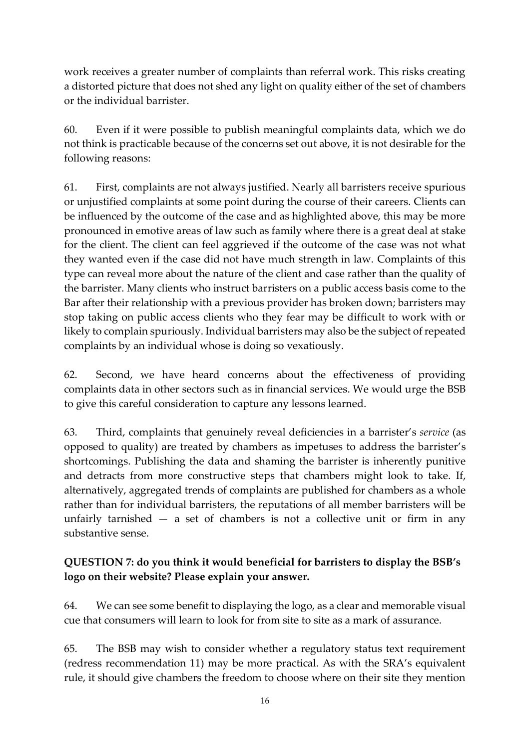work receives a greater number of complaints than referral work. This risks creating a distorted picture that does not shed any light on quality either of the set of chambers or the individual barrister.

60. Even if it were possible to publish meaningful complaints data, which we do not think is practicable because of the concerns set out above, it is not desirable for the following reasons:

61. First, complaints are not always justified. Nearly all barristers receive spurious or unjustified complaints at some point during the course of their careers. Clients can be influenced by the outcome of the case and as highlighted above, this may be more pronounced in emotive areas of law such as family where there is a great deal at stake for the client. The client can feel aggrieved if the outcome of the case was not what they wanted even if the case did not have much strength in law. Complaints of this type can reveal more about the nature of the client and case rather than the quality of the barrister. Many clients who instruct barristers on a public access basis come to the Bar after their relationship with a previous provider has broken down; barristers may stop taking on public access clients who they fear may be difficult to work with or likely to complain spuriously. Individual barristers may also be the subject of repeated complaints by an individual whose is doing so vexatiously.

62. Second, we have heard concerns about the effectiveness of providing complaints data in other sectors such as in financial services. We would urge the BSB to give this careful consideration to capture any lessons learned.

63. Third, complaints that genuinely reveal deficiencies in a barrister's *service* (as opposed to quality) are treated by chambers as impetuses to address the barrister's shortcomings. Publishing the data and shaming the barrister is inherently punitive and detracts from more constructive steps that chambers might look to take. If, alternatively, aggregated trends of complaints are published for chambers as a whole rather than for individual barristers, the reputations of all member barristers will be unfairly tarnished — a set of chambers is not a collective unit or firm in any substantive sense.

**QUESTION 7: do you think it would beneficial for barristers to display the BSB's logo on their website? Please explain your answer.**

64. We can see some benefit to displaying the logo, as a clear and memorable visual cue that consumers will learn to look for from site to site as a mark of assurance.

65. The BSB may wish to consider whether a regulatory status text requirement (redress recommendation 11) may be more practical. As with the SRA's equivalent rule, it should give chambers the freedom to choose where on their site they mention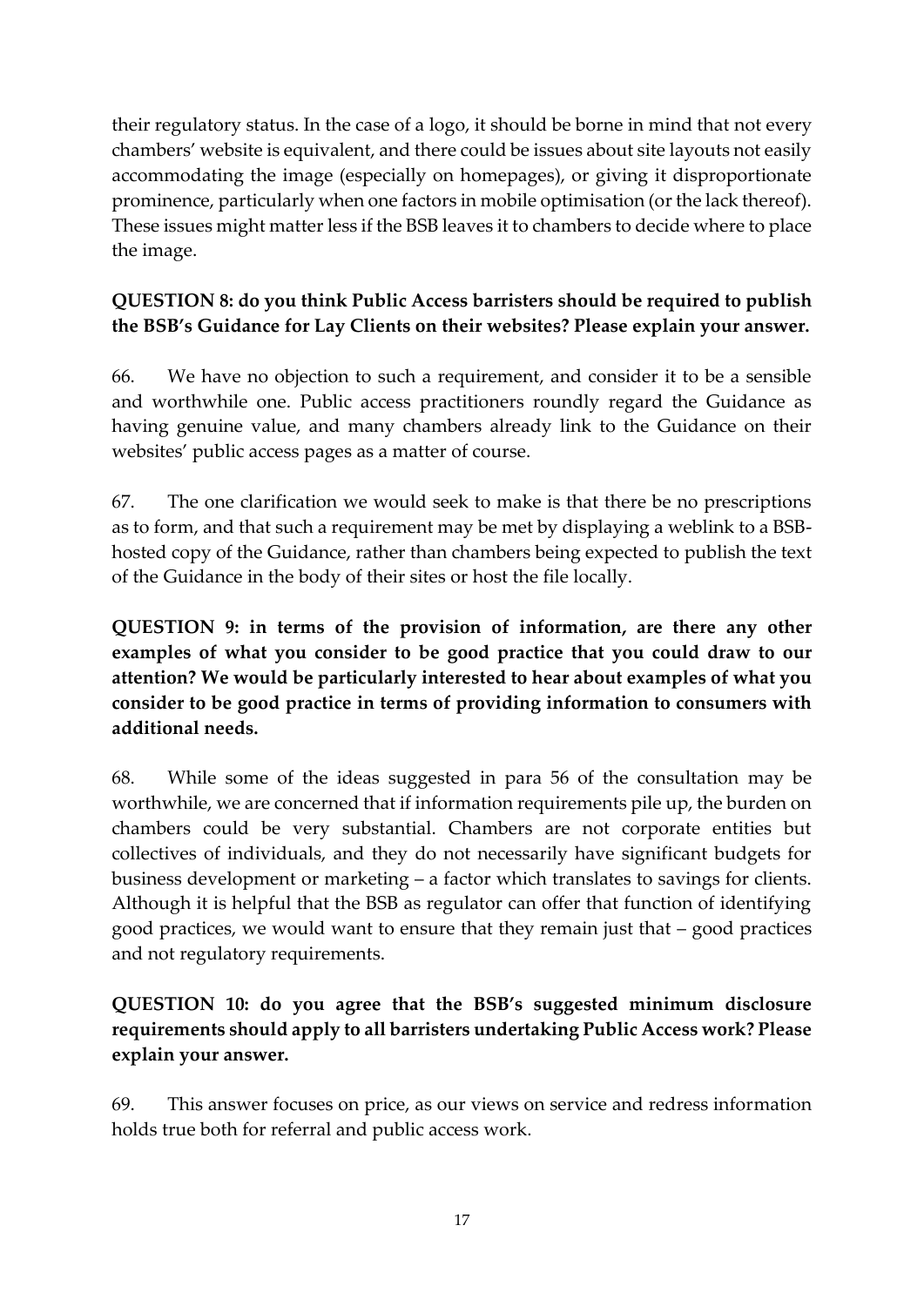their regulatory status. In the case of a logo, it should be borne in mind that not every chambers' website is equivalent, and there could be issues about site layouts not easily accommodating the image (especially on homepages), or giving it disproportionate prominence, particularly when one factors in mobile optimisation (or the lack thereof). These issues might matter less if the BSB leaves it to chambers to decide where to place the image.

**QUESTION 8: do you think Public Access barristers should be required to publish the BSB's Guidance for Lay Clients on their websites? Please explain your answer.**

66. We have no objection to such a requirement, and consider it to be a sensible and worthwhile one. Public access practitioners roundly regard the Guidance as having genuine value, and many chambers already link to the Guidance on their websites' public access pages as a matter of course.

67. The one clarification we would seek to make is that there be no prescriptions as to form, and that such a requirement may be met by displaying a weblink to a BSB-hosted copy of the Guidance, rather than chambers being expected to publish the text of the Guidance in the body of their sites or host the file locally.

**QUESTION 9: in terms of the provision of information, are there any other examples of what you consider to be good practice that you could draw to our attention? We would be particularly interested to hear about examples of what you consider to be good practice in terms of providing information to consumers with additional needs.**

68. While some of the ideas suggested in para 56 of the consultation may be worthwhile, we are concerned that if information requirements pile up, the burden on chambers could be very substantial. Chambers are not corporate entities but collectives of individuals, and they do not necessarily have significant budgets for business development or marketing – a factor which translates to savings for clients. Although it is helpful that the BSB as regulator can offer that function of identifying good practices, we would want to ensure that they remain just that – good practices and not regulatory requirements.

**QUESTION 10: do you agree that the BSB's suggested minimum disclosure requirements should apply to all barristers undertaking Public Access work? Please explain your answer.**

69. This answer focuses on price, as our views on service and redress information holds true both for referral and public access work.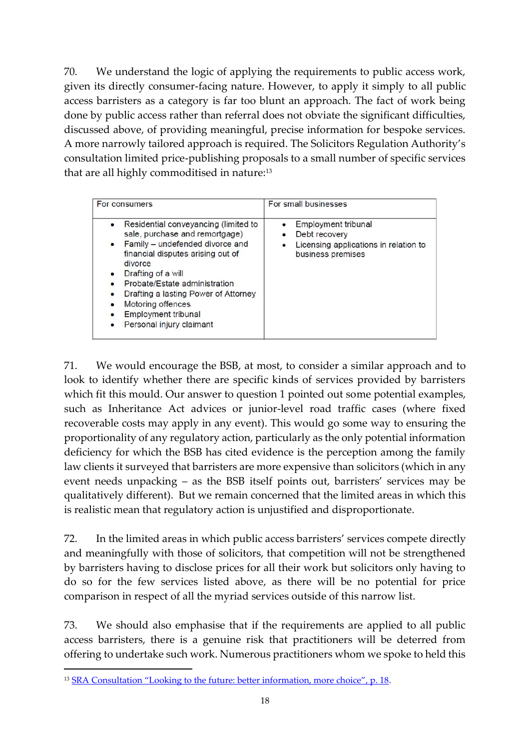70. We understand the logic of applying the requirements to public access work, given its directly consumer-facing nature. However, to apply it simply to all public access barristers as a category is far too blunt an approach. The fact of work being done by public access rather than referral does not obviate the significant difficulties, discussed above, of providing meaningful, precise information for bespoke services. A more narrowly tailored approach is required. The Solicitors Regulation Authority's consultation limited price-publishing proposals to a small number of specific services that are all highly commoditised in nature:[13]

| For consumers | For small businesses |
| --- | --- |
| • Residential conveyancing (limited to sale, purchase and remortgage)<br>• Family – undefended divorce and financial disputes arising out of divorce<br>• Drafting of a will<br>• Probate/Estate administration<br>• Drafting a lasting Power of Attorney<br>• Motoring offences<br>• Employment tribunal<br>• Personal injury claimant | • Employment tribunal<br>• Debt recovery<br>• Licensing applications in relation to business premises |

71. We would encourage the BSB, at most, to consider a similar approach and to look to identify whether there are specific kinds of services provided by barristers which fit this mould. Our answer to question 1 pointed out some potential examples, such as Inheritance Act advices or junior-level road traffic cases (where fixed recoverable costs may apply in any event). This would go some way to ensuring the proportionality of any regulatory action, particularly as the only potential information deficiency for which the BSB has cited evidence is the perception among the family law clients it surveyed that barristers are more expensive than solicitors (which in any event needs unpacking – as the BSB itself points out, barristers' services may be qualitatively different). But we remain concerned that the limited areas in which this is realistic mean that regulatory action is unjustified and disproportionate.

72. In the limited areas in which public access barristers' services compete directly and meaningfully with those of solicitors, that competition will not be strengthened by barristers having to disclose prices for all their work but solicitors only having to do so for the few services listed above, as there will be no potential for price comparison in respect of all the myriad services outside of this narrow list.

73. We should also emphasise that if the requirements are applied to all public access barristers, there is a genuine risk that practitioners will be deterred from offering to undertake such work. Numerous practitioners whom we spoke to held this

[13] SRA Consultation "Looking to the future: better information, more choice", p. 18.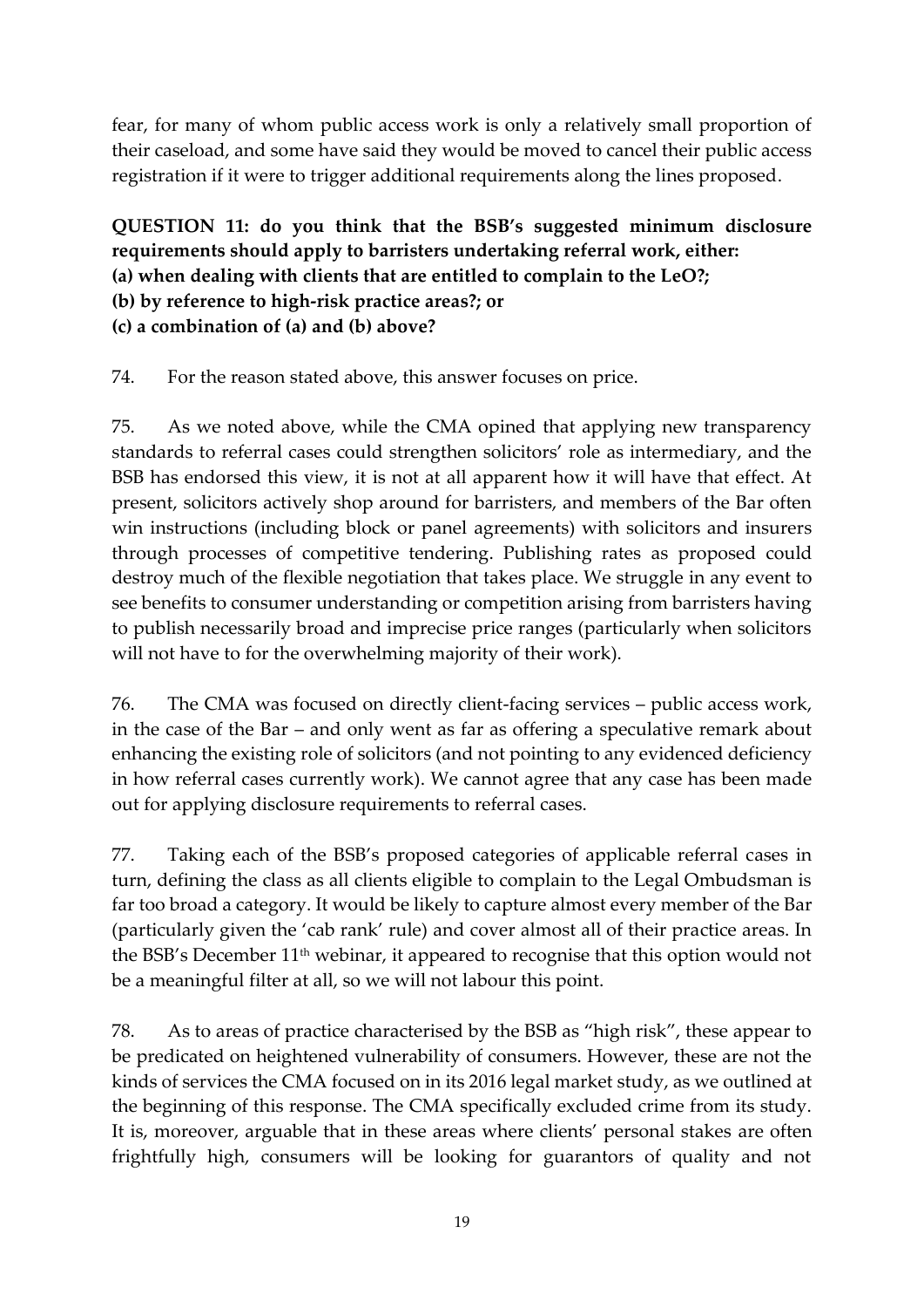fear, for many of whom public access work is only a relatively small proportion of their caseload, and some have said they would be moved to cancel their public access registration if it were to trigger additional requirements along the lines proposed.

**QUESTION 11: do you think that the BSB's suggested minimum disclosure requirements should apply to barristers undertaking referral work, either:**
**(a) when dealing with clients that are entitled to complain to the LeO?;**
**(b) by reference to high-risk practice areas?; or**
**(c) a combination of (a) and (b) above?**

74. For the reason stated above, this answer focuses on price.

75. As we noted above, while the CMA opined that applying new transparency standards to referral cases could strengthen solicitors' role as intermediary, and the BSB has endorsed this view, it is not at all apparent how it will have that effect. At present, solicitors actively shop around for barristers, and members of the Bar often win instructions (including block or panel agreements) with solicitors and insurers through processes of competitive tendering. Publishing rates as proposed could destroy much of the flexible negotiation that takes place. We struggle in any event to see benefits to consumer understanding or competition arising from barristers having to publish necessarily broad and imprecise price ranges (particularly when solicitors will not have to for the overwhelming majority of their work).

76. The CMA was focused on directly client-facing services – public access work, in the case of the Bar – and only went as far as offering a speculative remark about enhancing the existing role of solicitors (and not pointing to any evidenced deficiency in how referral cases currently work). We cannot agree that any case has been made out for applying disclosure requirements to referral cases.

77. Taking each of the BSB's proposed categories of applicable referral cases in turn, defining the class as all clients eligible to complain to the Legal Ombudsman is far too broad a category. It would be likely to capture almost every member of the Bar (particularly given the 'cab rank' rule) and cover almost all of their practice areas. In the BSB's December 11th webinar, it appeared to recognise that this option would not be a meaningful filter at all, so we will not labour this point.

78. As to areas of practice characterised by the BSB as "high risk", these appear to be predicated on heightened vulnerability of consumers. However, these are not the kinds of services the CMA focused on in its 2016 legal market study, as we outlined at the beginning of this response. The CMA specifically excluded crime from its study. It is, moreover, arguable that in these areas where clients' personal stakes are often frightfully high, consumers will be looking for guarantors of quality and not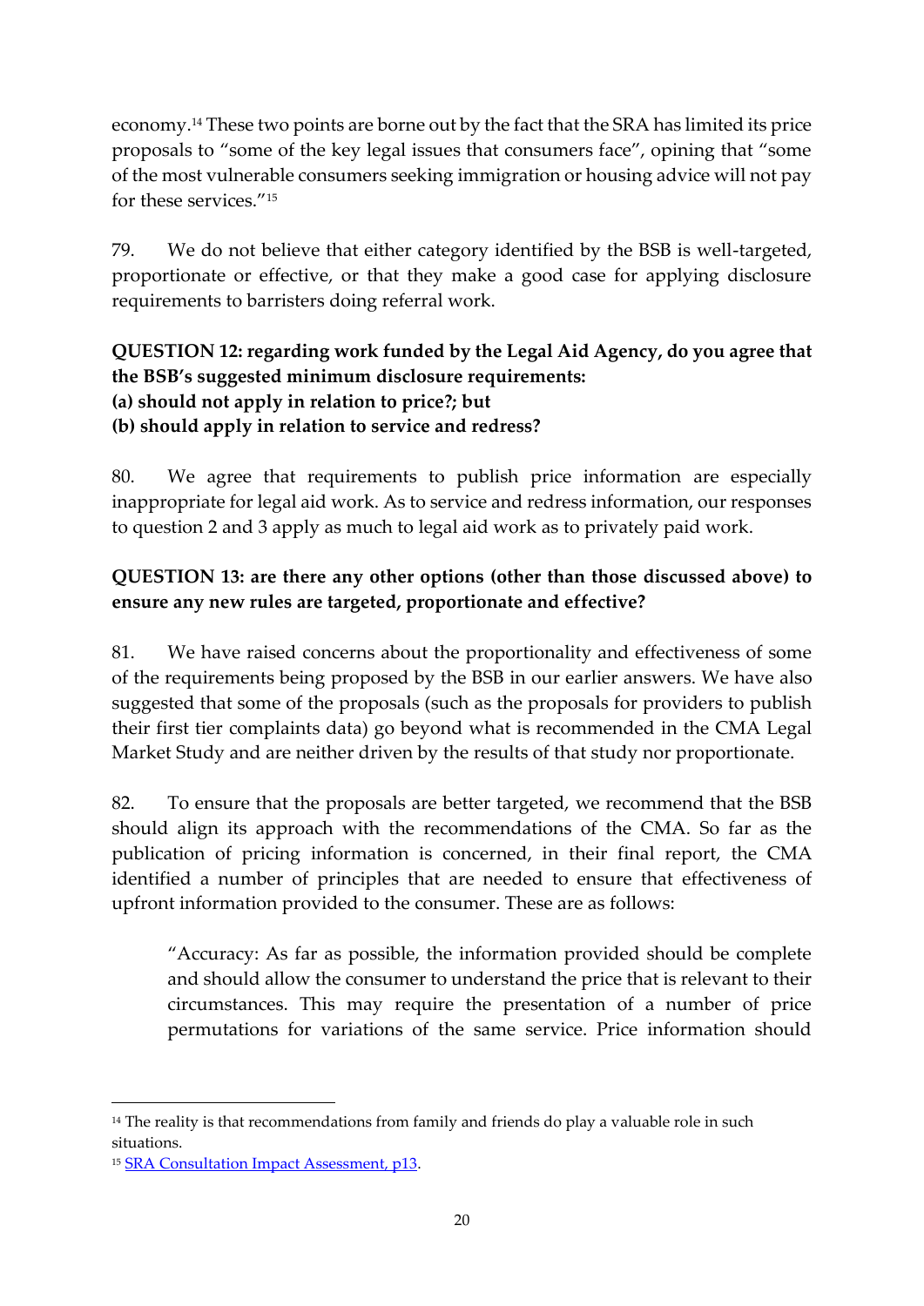economy.[14] These two points are borne out by the fact that the SRA has limited its price proposals to "some of the key legal issues that consumers face", opining that "some of the most vulnerable consumers seeking immigration or housing advice will not pay for these services."[15]

79. We do not believe that either category identified by the BSB is well-targeted, proportionate or effective, or that they make a good case for applying disclosure requirements to barristers doing referral work.

**QUESTION 12: regarding work funded by the Legal Aid Agency, do you agree that the BSB's suggested minimum disclosure requirements:**
**(a) should not apply in relation to price?; but**
**(b) should apply in relation to service and redress?**

80. We agree that requirements to publish price information are especially inappropriate for legal aid work. As to service and redress information, our responses to question 2 and 3 apply as much to legal aid work as to privately paid work.

**QUESTION 13: are there any other options (other than those discussed above) to ensure any new rules are targeted, proportionate and effective?**

81. We have raised concerns about the proportionality and effectiveness of some of the requirements being proposed by the BSB in our earlier answers. We have also suggested that some of the proposals (such as the proposals for providers to publish their first tier complaints data) go beyond what is recommended in the CMA Legal Market Study and are neither driven by the results of that study nor proportionate.

82. To ensure that the proposals are better targeted, we recommend that the BSB should align its approach with the recommendations of the CMA. So far as the publication of pricing information is concerned, in their final report, the CMA identified a number of principles that are needed to ensure that effectiveness of upfront information provided to the consumer. These are as follows:

> "Accuracy: As far as possible, the information provided should be complete and should allow the consumer to understand the price that is relevant to their circumstances. This may require the presentation of a number of price permutations for variations of the same service. Price information should

---

[14] The reality is that recommendations from family and friends do play a valuable role in such situations.

[15] SRA Consultation Impact Assessment, p13.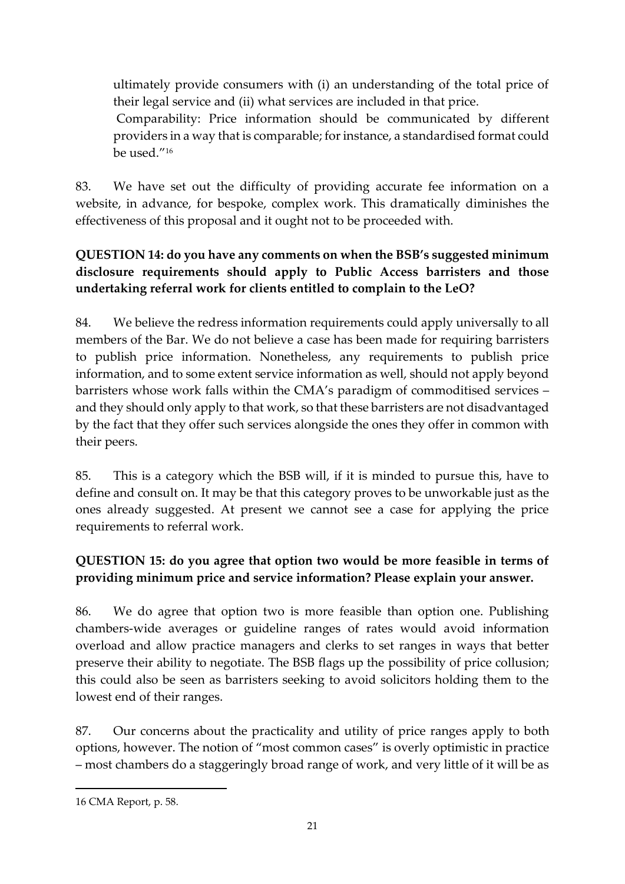ultimately provide consumers with (i) an understanding of the total price of their legal service and (ii) what services are included in that price.

Comparability: Price information should be communicated by different providers in a way that is comparable; for instance, a standardised format could be used."[16]

83. We have set out the difficulty of providing accurate fee information on a website, in advance, for bespoke, complex work. This dramatically diminishes the effectiveness of this proposal and it ought not to be proceeded with.

**QUESTION 14: do you have any comments on when the BSB's suggested minimum disclosure requirements should apply to Public Access barristers and those undertaking referral work for clients entitled to complain to the LeO?**

84. We believe the redress information requirements could apply universally to all members of the Bar. We do not believe a case has been made for requiring barristers to publish price information. Nonetheless, any requirements to publish price information, and to some extent service information as well, should not apply beyond barristers whose work falls within the CMA's paradigm of commoditised services – and they should only apply to that work, so that these barristers are not disadvantaged by the fact that they offer such services alongside the ones they offer in common with their peers.

85. This is a category which the BSB will, if it is minded to pursue this, have to define and consult on. It may be that this category proves to be unworkable just as the ones already suggested. At present we cannot see a case for applying the price requirements to referral work.

**QUESTION 15: do you agree that option two would be more feasible in terms of providing minimum price and service information? Please explain your answer.**

86. We do agree that option two is more feasible than option one. Publishing chambers-wide averages or guideline ranges of rates would avoid information overload and allow practice managers and clerks to set ranges in ways that better preserve their ability to negotiate. The BSB flags up the possibility of price collusion; this could also be seen as barristers seeking to avoid solicitors holding them to the lowest end of their ranges.

87. Our concerns about the practicality and utility of price ranges apply to both options, however. The notion of "most common cases" is overly optimistic in practice – most chambers do a staggeringly broad range of work, and very little of it will be as

---

16 CMA Report, p. 58.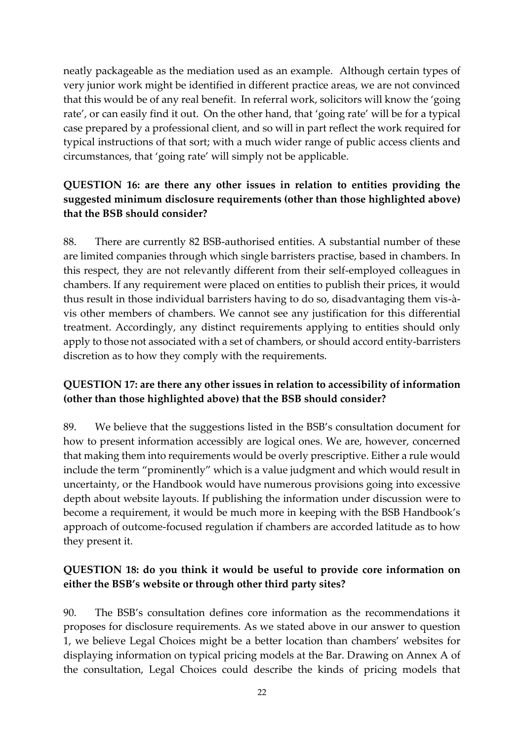neatly packageable as the mediation used as an example. Although certain types of very junior work might be identified in different practice areas, we are not convinced that this would be of any real benefit. In referral work, solicitors will know the 'going rate', or can easily find it out. On the other hand, that 'going rate' will be for a typical case prepared by a professional client, and so will in part reflect the work required for typical instructions of that sort; with a much wider range of public access clients and circumstances, that 'going rate' will simply not be applicable.

**QUESTION 16: are there any other issues in relation to entities providing the suggested minimum disclosure requirements (other than those highlighted above) that the BSB should consider?**

88. There are currently 82 BSB-authorised entities. A substantial number of these are limited companies through which single barristers practise, based in chambers. In this respect, they are not relevantly different from their self-employed colleagues in chambers. If any requirement were placed on entities to publish their prices, it would thus result in those individual barristers having to do so, disadvantaging them vis-à-vis other members of chambers. We cannot see any justification for this differential treatment. Accordingly, any distinct requirements applying to entities should only apply to those not associated with a set of chambers, or should accord entity-barristers discretion as to how they comply with the requirements.

**QUESTION 17: are there any other issues in relation to accessibility of information (other than those highlighted above) that the BSB should consider?**

89. We believe that the suggestions listed in the BSB's consultation document for how to present information accessibly are logical ones. We are, however, concerned that making them into requirements would be overly prescriptive. Either a rule would include the term "prominently" which is a value judgment and which would result in uncertainty, or the Handbook would have numerous provisions going into excessive depth about website layouts. If publishing the information under discussion were to become a requirement, it would be much more in keeping with the BSB Handbook's approach of outcome-focused regulation if chambers are accorded latitude as to how they present it.

**QUESTION 18: do you think it would be useful to provide core information on either the BSB's website or through other third party sites?**

90. The BSB's consultation defines core information as the recommendations it proposes for disclosure requirements. As we stated above in our answer to question 1, we believe Legal Choices might be a better location than chambers' websites for displaying information on typical pricing models at the Bar. Drawing on Annex A of the consultation, Legal Choices could describe the kinds of pricing models that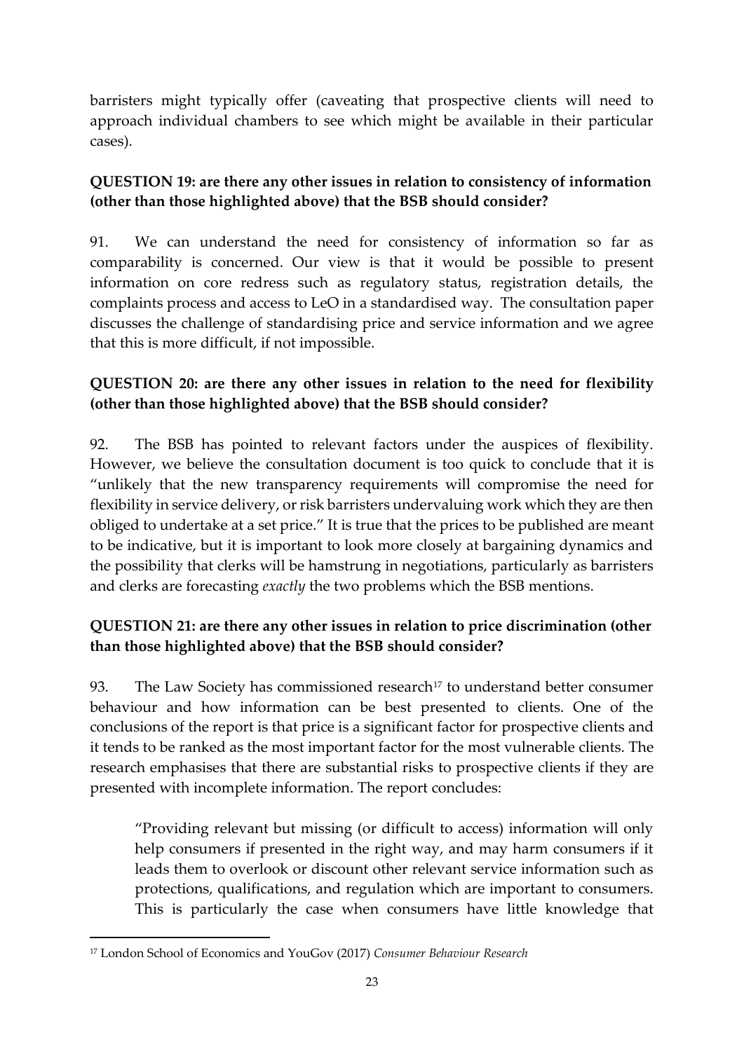barristers might typically offer (caveating that prospective clients will need to approach individual chambers to see which might be available in their particular cases).

**QUESTION 19: are there any other issues in relation to consistency of information (other than those highlighted above) that the BSB should consider?**

91. We can understand the need for consistency of information so far as comparability is concerned. Our view is that it would be possible to present information on core redress such as regulatory status, registration details, the complaints process and access to LeO in a standardised way. The consultation paper discusses the challenge of standardising price and service information and we agree that this is more difficult, if not impossible.

**QUESTION 20: are there any other issues in relation to the need for flexibility (other than those highlighted above) that the BSB should consider?**

92. The BSB has pointed to relevant factors under the auspices of flexibility. However, we believe the consultation document is too quick to conclude that it is "unlikely that the new transparency requirements will compromise the need for flexibility in service delivery, or risk barristers undervaluing work which they are then obliged to undertake at a set price." It is true that the prices to be published are meant to be indicative, but it is important to look more closely at bargaining dynamics and the possibility that clerks will be hamstrung in negotiations, particularly as barristers and clerks are forecasting *exactly* the two problems which the BSB mentions.

**QUESTION 21: are there any other issues in relation to price discrimination (other than those highlighted above) that the BSB should consider?**

93. The Law Society has commissioned research[17] to understand better consumer behaviour and how information can be best presented to clients. One of the conclusions of the report is that price is a significant factor for prospective clients and it tends to be ranked as the most important factor for the most vulnerable clients. The research emphasises that there are substantial risks to prospective clients if they are presented with incomplete information. The report concludes:

> "Providing relevant but missing (or difficult to access) information will only help consumers if presented in the right way, and may harm consumers if it leads them to overlook or discount other relevant service information such as protections, qualifications, and regulation which are important to consumers. This is particularly the case when consumers have little knowledge that

[17] London School of Economics and YouGov (2017) *Consumer Behaviour Research*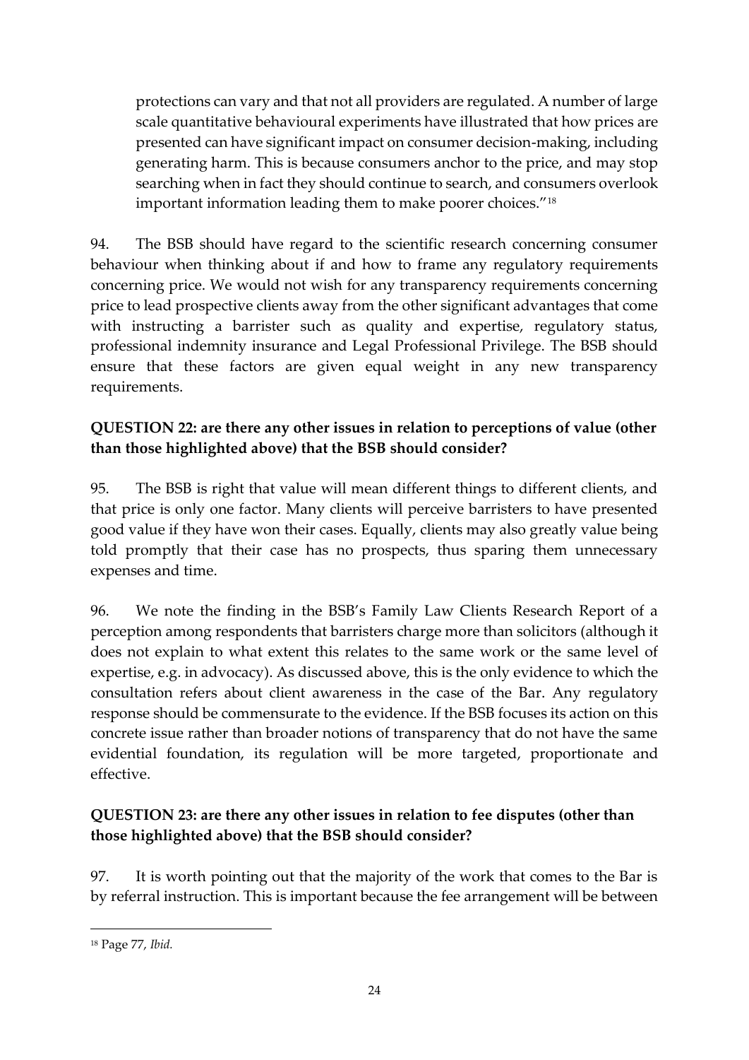protections can vary and that not all providers are regulated. A number of large scale quantitative behavioural experiments have illustrated that how prices are presented can have significant impact on consumer decision-making, including generating harm. This is because consumers anchor to the price, and may stop searching when in fact they should continue to search, and consumers overlook important information leading them to make poorer choices."[18]

94. The BSB should have regard to the scientific research concerning consumer behaviour when thinking about if and how to frame any regulatory requirements concerning price. We would not wish for any transparency requirements concerning price to lead prospective clients away from the other significant advantages that come with instructing a barrister such as quality and expertise, regulatory status, professional indemnity insurance and Legal Professional Privilege. The BSB should ensure that these factors are given equal weight in any new transparency requirements.

**QUESTION 22: are there any other issues in relation to perceptions of value (other than those highlighted above) that the BSB should consider?**

95. The BSB is right that value will mean different things to different clients, and that price is only one factor. Many clients will perceive barristers to have presented good value if they have won their cases. Equally, clients may also greatly value being told promptly that their case has no prospects, thus sparing them unnecessary expenses and time.

96. We note the finding in the BSB's Family Law Clients Research Report of a perception among respondents that barristers charge more than solicitors (although it does not explain to what extent this relates to the same work or the same level of expertise, e.g. in advocacy). As discussed above, this is the only evidence to which the consultation refers about client awareness in the case of the Bar. Any regulatory response should be commensurate to the evidence. If the BSB focuses its action on this concrete issue rather than broader notions of transparency that do not have the same evidential foundation, its regulation will be more targeted, proportionate and effective.

**QUESTION 23: are there any other issues in relation to fee disputes (other than those highlighted above) that the BSB should consider?**

97. It is worth pointing out that the majority of the work that comes to the Bar is by referral instruction. This is important because the fee arrangement will be between

---

[18] Page 77, *Ibid.*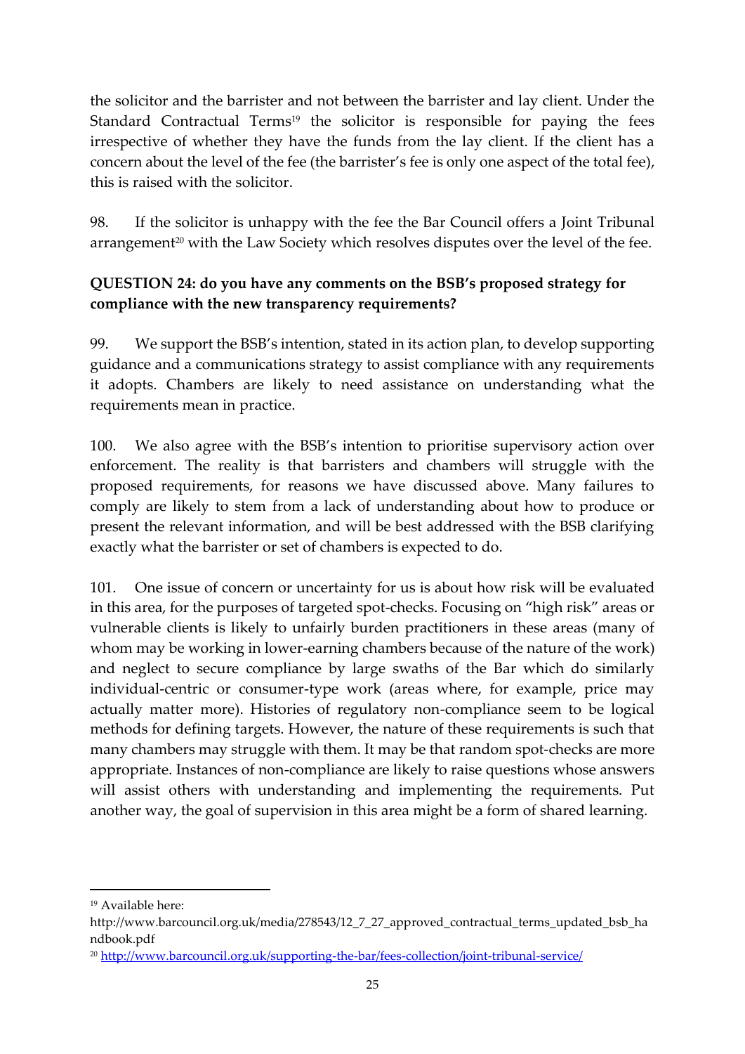the solicitor and the barrister and not between the barrister and lay client. Under the Standard Contractual Terms[19] the solicitor is responsible for paying the fees irrespective of whether they have the funds from the lay client. If the client has a concern about the level of the fee (the barrister's fee is only one aspect of the total fee), this is raised with the solicitor.

98. If the solicitor is unhappy with the fee the Bar Council offers a Joint Tribunal arrangement[20] with the Law Society which resolves disputes over the level of the fee.

**QUESTION 24: do you have any comments on the BSB's proposed strategy for compliance with the new transparency requirements?**

99. We support the BSB's intention, stated in its action plan, to develop supporting guidance and a communications strategy to assist compliance with any requirements it adopts. Chambers are likely to need assistance on understanding what the requirements mean in practice.

100. We also agree with the BSB's intention to prioritise supervisory action over enforcement. The reality is that barristers and chambers will struggle with the proposed requirements, for reasons we have discussed above. Many failures to comply are likely to stem from a lack of understanding about how to produce or present the relevant information, and will be best addressed with the BSB clarifying exactly what the barrister or set of chambers is expected to do.

101. One issue of concern or uncertainty for us is about how risk will be evaluated in this area, for the purposes of targeted spot-checks. Focusing on "high risk" areas or vulnerable clients is likely to unfairly burden practitioners in these areas (many of whom may be working in lower-earning chambers because of the nature of the work) and neglect to secure compliance by large swaths of the Bar which do similarly individual-centric or consumer-type work (areas where, for example, price may actually matter more). Histories of regulatory non-compliance seem to be logical methods for defining targets. However, the nature of these requirements is such that many chambers may struggle with them. It may be that random spot-checks are more appropriate. Instances of non-compliance are likely to raise questions whose answers will assist others with understanding and implementing the requirements. Put another way, the goal of supervision in this area might be a form of shared learning.

---

[19] Available here: http://www.barcouncil.org.uk/media/278543/12_7_27_approved_contractual_terms_updated_bsb_handbook.pdf

[20] http://www.barcouncil.org.uk/supporting-the-bar/fees-collection/joint-tribunal-service/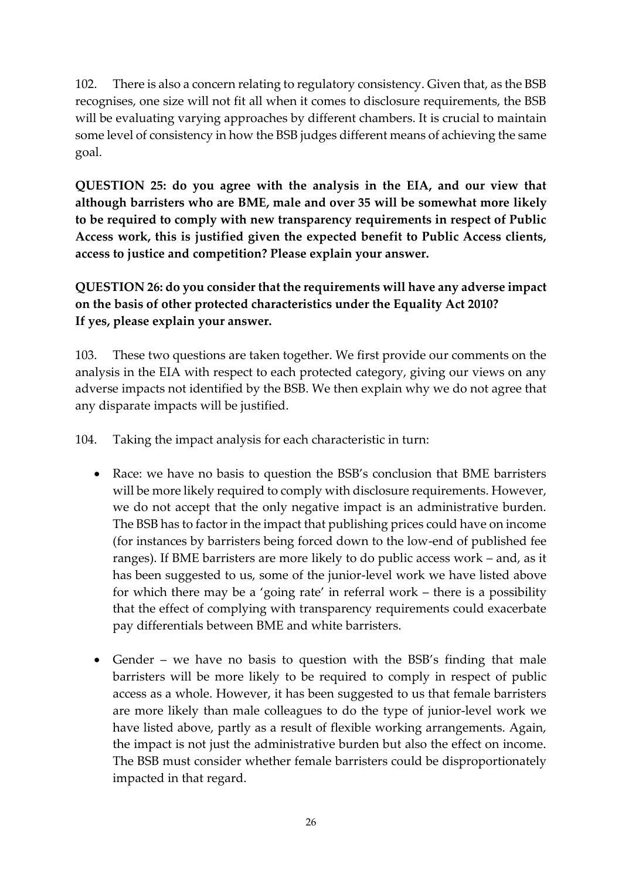102. There is also a concern relating to regulatory consistency. Given that, as the BSB recognises, one size will not fit all when it comes to disclosure requirements, the BSB will be evaluating varying approaches by different chambers. It is crucial to maintain some level of consistency in how the BSB judges different means of achieving the same goal.

**QUESTION 25: do you agree with the analysis in the EIA, and our view that although barristers who are BME, male and over 35 will be somewhat more likely to be required to comply with new transparency requirements in respect of Public Access work, this is justified given the expected benefit to Public Access clients, access to justice and competition? Please explain your answer.**

**QUESTION 26: do you consider that the requirements will have any adverse impact on the basis of other protected characteristics under the Equality Act 2010? If yes, please explain your answer.**

103. These two questions are taken together. We first provide our comments on the analysis in the EIA with respect to each protected category, giving our views on any adverse impacts not identified by the BSB. We then explain why we do not agree that any disparate impacts will be justified.

104. Taking the impact analysis for each characteristic in turn:

- Race: we have no basis to question the BSB's conclusion that BME barristers will be more likely required to comply with disclosure requirements. However, we do not accept that the only negative impact is an administrative burden. The BSB has to factor in the impact that publishing prices could have on income (for instances by barristers being forced down to the low-end of published fee ranges). If BME barristers are more likely to do public access work – and, as it has been suggested to us, some of the junior-level work we have listed above for which there may be a 'going rate' in referral work – there is a possibility that the effect of complying with transparency requirements could exacerbate pay differentials between BME and white barristers.

- Gender – we have no basis to question with the BSB's finding that male barristers will be more likely to be required to comply in respect of public access as a whole. However, it has been suggested to us that female barristers are more likely than male colleagues to do the type of junior-level work we have listed above, partly as a result of flexible working arrangements. Again, the impact is not just the administrative burden but also the effect on income. The BSB must consider whether female barristers could be disproportionately impacted in that regard.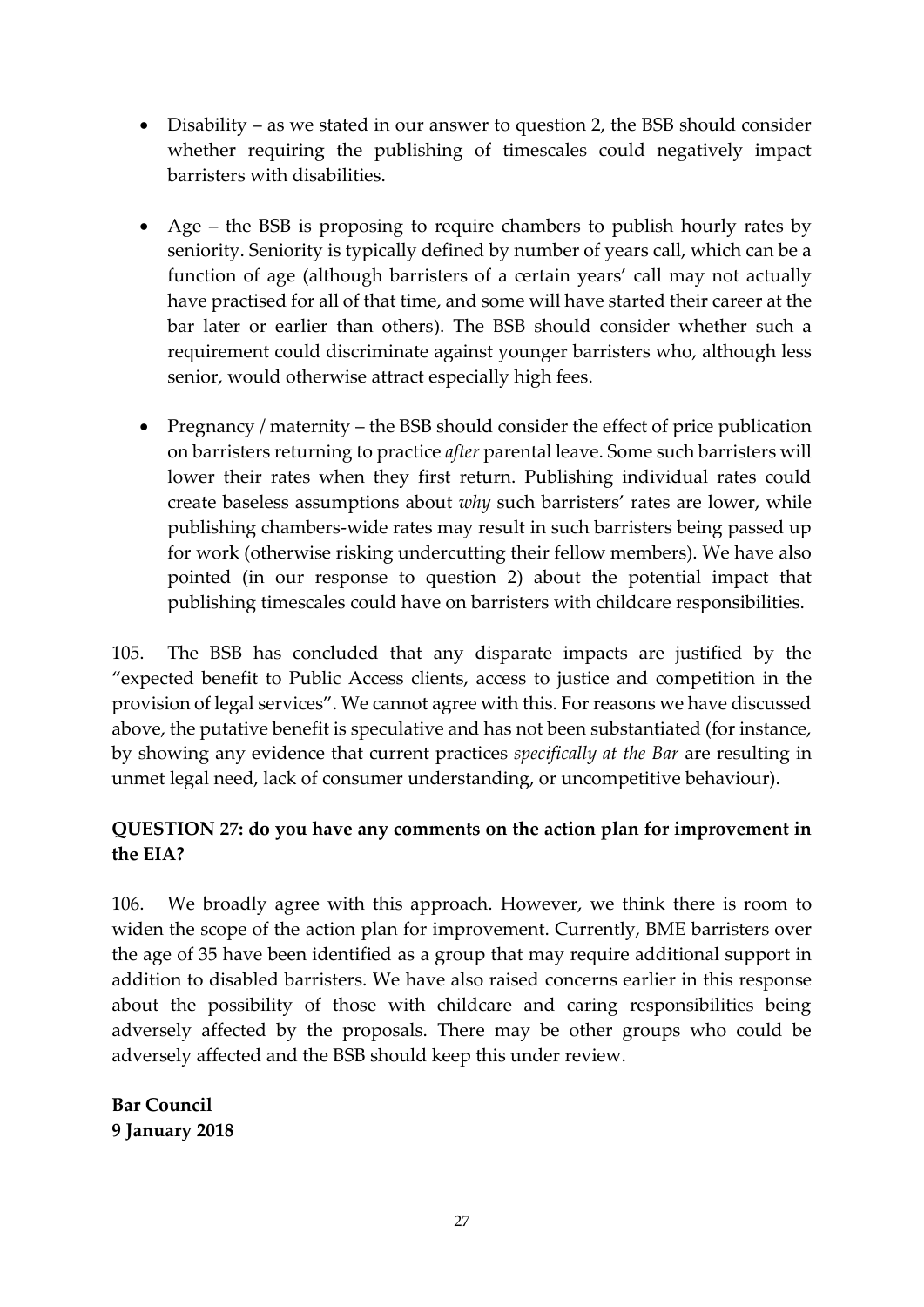- Disability – as we stated in our answer to question 2, the BSB should consider whether requiring the publishing of timescales could negatively impact barristers with disabilities.

- Age – the BSB is proposing to require chambers to publish hourly rates by seniority. Seniority is typically defined by number of years call, which can be a function of age (although barristers of a certain years' call may not actually have practised for all of that time, and some will have started their career at the bar later or earlier than others). The BSB should consider whether such a requirement could discriminate against younger barristers who, although less senior, would otherwise attract especially high fees.

- Pregnancy / maternity – the BSB should consider the effect of price publication on barristers returning to practice *after* parental leave. Some such barristers will lower their rates when they first return. Publishing individual rates could create baseless assumptions about *why* such barristers' rates are lower, while publishing chambers-wide rates may result in such barristers being passed up for work (otherwise risking undercutting their fellow members). We have also pointed (in our response to question 2) about the potential impact that publishing timescales could have on barristers with childcare responsibilities.

105. The BSB has concluded that any disparate impacts are justified by the "expected benefit to Public Access clients, access to justice and competition in the provision of legal services". We cannot agree with this. For reasons we have discussed above, the putative benefit is speculative and has not been substantiated (for instance, by showing any evidence that current practices *specifically at the Bar* are resulting in unmet legal need, lack of consumer understanding, or uncompetitive behaviour).

**QUESTION 27: do you have any comments on the action plan for improvement in the EIA?**

106. We broadly agree with this approach. However, we think there is room to widen the scope of the action plan for improvement. Currently, BME barristers over the age of 35 have been identified as a group that may require additional support in addition to disabled barristers. We have also raised concerns earlier in this response about the possibility of those with childcare and caring responsibilities being adversely affected by the proposals. There may be other groups who could be adversely affected and the BSB should keep this under review.

**Bar Council**
**9 January 2018**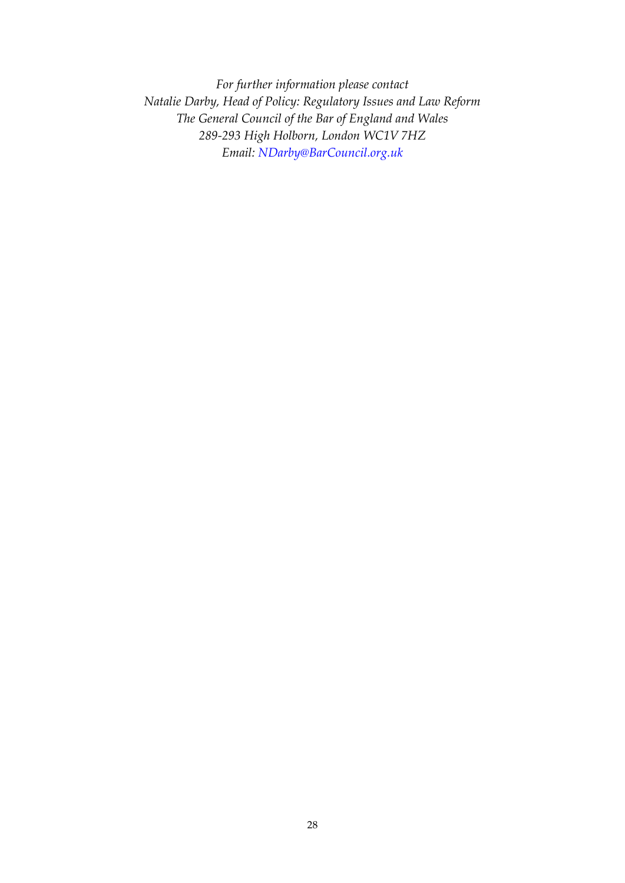*For further information please contact*
*Natalie Darby, Head of Policy: Regulatory Issues and Law Reform*
*The General Council of the Bar of England and Wales*
*289-293 High Holborn, London WC1V 7HZ*
*Email: NDarby@BarCouncil.org.uk*